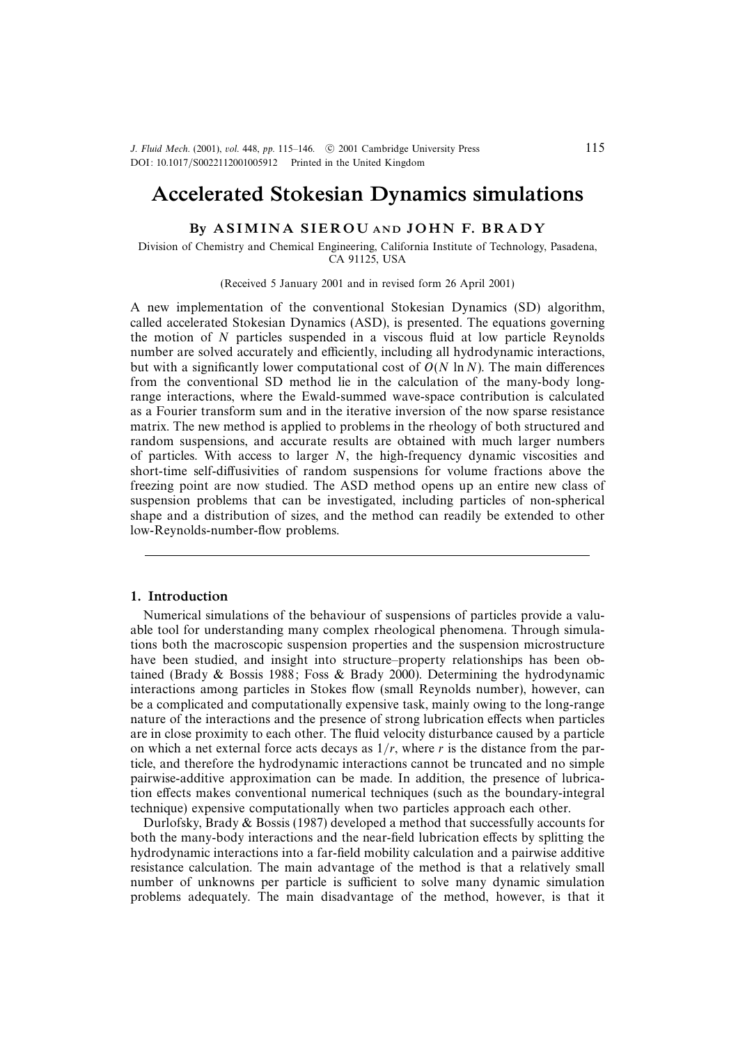# Accelerated Stokesian Dynamics simulations

By **ASIMINA SIEROU** AND **JOHN F. BRADY**

Division of Chemistry and Chemical Engineering, California Institute of Technology, Pasadena, CA 91125, USA

(Received 5 January 2001 and in revised form 26 April 2001)

A new implementation of the conventional Stokesian Dynamics (SD) algorithm, called accelerated Stokesian Dynamics (ASD), is presented. The equations governing the motion of $N$ particles suspended in a viscous fluid at low particle Reynolds number are solved accurately and efficiently, including all hydrodynamic interactions, but with a significantly lower computational cost of $O(N \ln N)$. The main differences from the conventional SD method lie in the calculation of the many-body long-range interactions, where the Ewald-summed wave-space contribution is calculated as a Fourier transform sum and in the iterative inversion of the now sparse resistance matrix. The new method is applied to problems in the rheology of both structured and random suspensions, and accurate results are obtained with much larger numbers of particles. With access to larger $N$, the high-frequency dynamic viscosities and short-time self-diffusivities of random suspensions for volume fractions above the freezing point are now studied. The ASD method opens up an entire new class of suspension problems that can be investigated, including particles of non-spherical shape and a distribution of sizes, and the method can readily be extended to other low-Reynolds-number-flow problems.

## 1. Introduction

Numerical simulations of the behaviour of suspensions of particles provide a valuable tool for understanding many complex rheological phenomena. Through simulations both the macroscopic suspension properties and the suspension microstructure have been studied, and insight into structure–property relationships has been obtained (Brady & Bossis 1988; Foss & Brady 2000). Determining the hydrodynamic interactions among particles in Stokes flow (small Reynolds number), however, can be a complicated and computationally expensive task, mainly owing to the long-range nature of the interactions and the presence of strong lubrication effects when particles are in close proximity to each other. The fluid velocity disturbance caused by a particle on which a net external force acts decays as $1/r$, where $r$ is the distance from the particle, and therefore the hydrodynamic interactions cannot be truncated and no simple pairwise-additive approximation can be made. In addition, the presence of lubrication effects makes conventional numerical techniques (such as the boundary-integral technique) expensive computationally when two particles approach each other.

Durlofsky, Brady & Bossis (1987) developed a method that successfully accounts for both the many-body interactions and the near-field lubrication effects by splitting the hydrodynamic interactions into a far-field mobility calculation and a pairwise additive resistance calculation. The main advantage of the method is that a relatively small number of unknowns per particle is sufficient to solve many dynamic simulation problems adequately. The main disadvantage of the method, however, is that it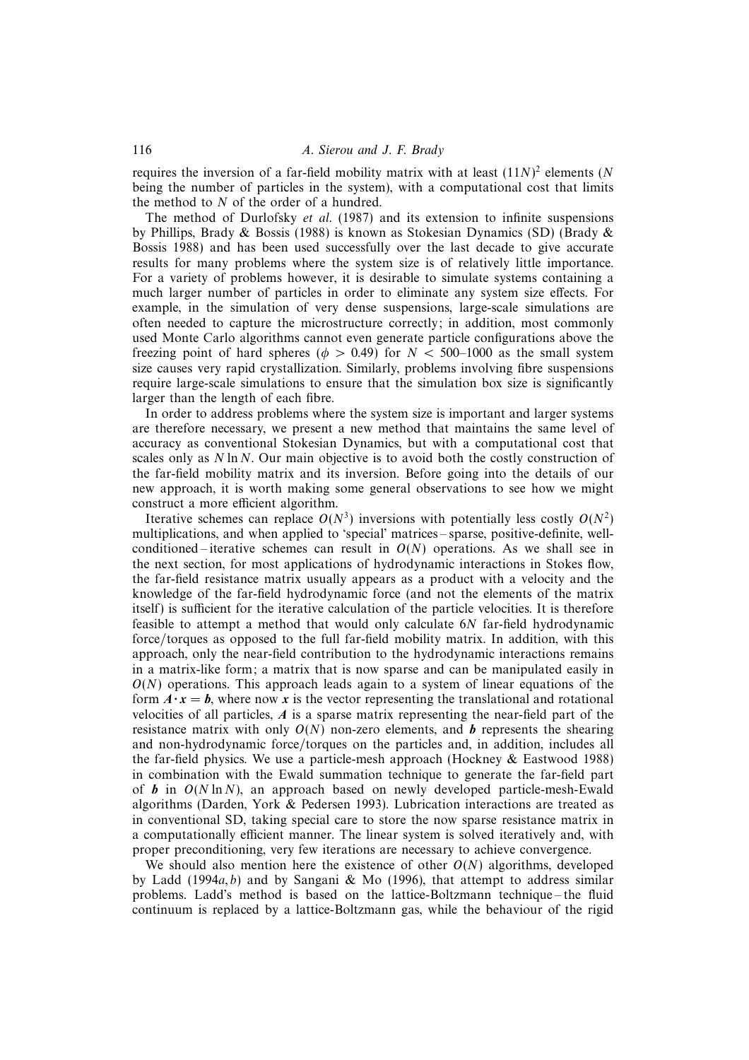requires the inversion of a far-field mobility matrix with at least $(11N)^2$ elements ($N$ being the number of particles in the system), with a computational cost that limits the method to $N$ of the order of a hundred.

The method of Durlofsky *et al.* (1987) and its extension to infinite suspensions by Phillips, Brady & Bossis (1988) is known as Stokesian Dynamics (SD) (Brady & Bossis 1988) and has been used successfully over the last decade to give accurate results for many problems where the system size is of relatively little importance. For a variety of problems however, it is desirable to simulate systems containing a much larger number of particles in order to eliminate any system size effects. For example, in the simulation of very dense suspensions, large-scale simulations are often needed to capture the microstructure correctly; in addition, most commonly used Monte Carlo algorithms cannot even generate particle configurations above the freezing point of hard spheres ($\phi > 0.49$) for $N < 500$–$1000$ as the small system size causes very rapid crystallization. Similarly, problems involving fibre suspensions require large-scale simulations to ensure that the simulation box size is significantly larger than the length of each fibre.

In order to address problems where the system size is important and larger systems are therefore necessary, we present a new method that maintains the same level of accuracy as conventional Stokesian Dynamics, but with a computational cost that scales only as $N \ln N$. Our main objective is to avoid both the costly construction of the far-field mobility matrix and its inversion. Before going into the details of our new approach, it is worth making some general observations to see how we might construct a more efficient algorithm.

Iterative schemes can replace $O(N^3)$ inversions with potentially less costly $O(N^2)$ multiplications, and when applied to 'special' matrices – sparse, positive-definite, well-conditioned – iterative schemes can result in $O(N)$ operations. As we shall see in the next section, for most applications of hydrodynamic interactions in Stokes flow, the far-field resistance matrix usually appears as a product with a velocity and the knowledge of the far-field hydrodynamic force (and not the elements of the matrix itself) is sufficient for the iterative calculation of the particle velocities. It is therefore feasible to attempt a method that would only calculate $6N$ far-field hydrodynamic force/torques as opposed to the full far-field mobility matrix. In addition, with this approach, only the near-field contribution to the hydrodynamic interactions remains in a matrix-like form; a matrix that is now sparse and can be manipulated easily in $O(N)$ operations. This approach leads again to a system of linear equations of the form $\boldsymbol{A} \cdot \boldsymbol{x} = \boldsymbol{b}$, where now $\boldsymbol{x}$ is the vector representing the translational and rotational velocities of all particles, $\boldsymbol{A}$ is a sparse matrix representing the near-field part of the resistance matrix with only $O(N)$ non-zero elements, and $\boldsymbol{b}$ represents the shearing and non-hydrodynamic force/torques on the particles and, in addition, includes all the far-field physics. We use a particle-mesh approach (Hockney & Eastwood 1988) in combination with the Ewald summation technique to generate the far-field part of $\boldsymbol{b}$ in $O(N \ln N)$, an approach based on newly developed particle-mesh-Ewald algorithms (Darden, York & Pedersen 1993). Lubrication interactions are treated as in conventional SD, taking special care to store the now sparse resistance matrix in a computationally efficient manner. The linear system is solved iteratively and, with proper preconditioning, very few iterations are necessary to achieve convergence.

We should also mention here the existence of other $O(N)$ algorithms, developed by Ladd (1994*a*, *b*) and by Sangani & Mo (1996), that attempt to address similar problems. Ladd's method is based on the lattice-Boltzmann technique – the fluid continuum is replaced by a lattice-Boltzmann gas, while the behaviour of the rigid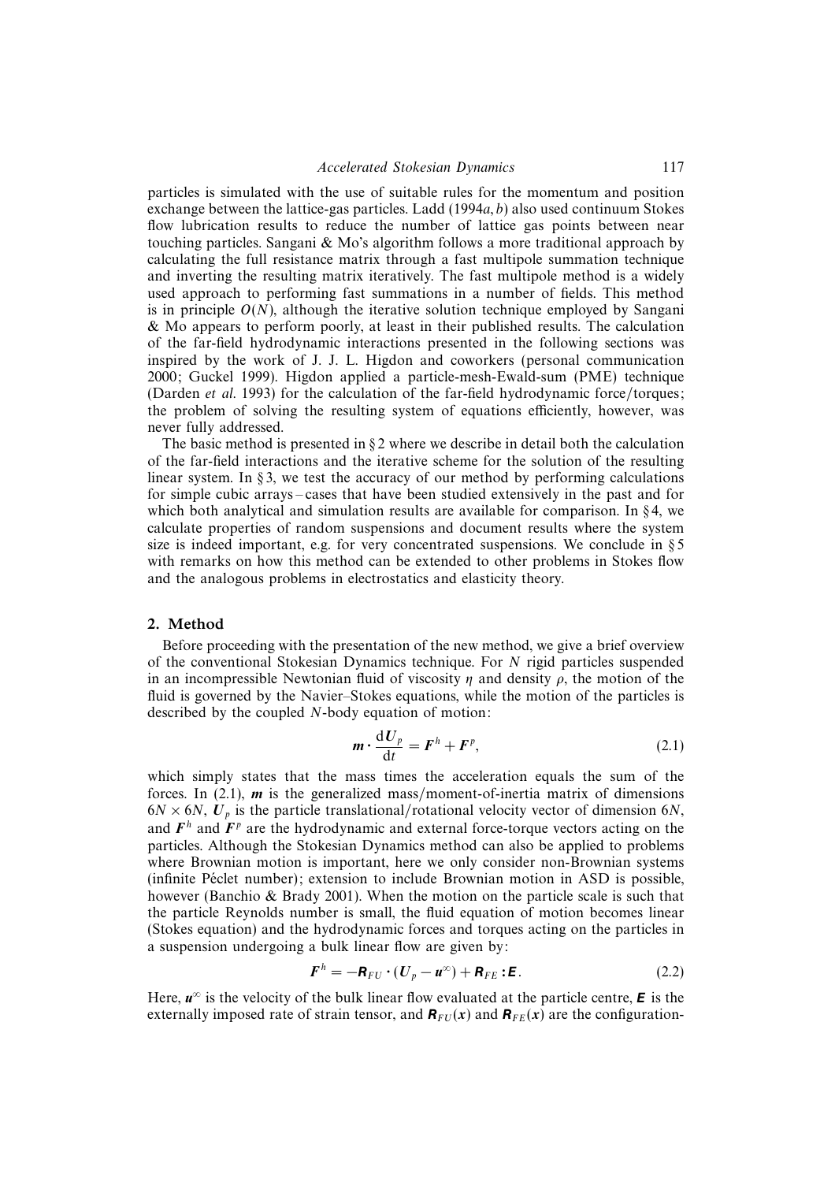particles is simulated with the use of suitable rules for the momentum and position exchange between the lattice-gas particles. Ladd (1994*a*, *b*) also used continuum Stokes flow lubrication results to reduce the number of lattice gas points between near touching particles. Sangani & Mo's algorithm follows a more traditional approach by calculating the full resistance matrix through a fast multipole summation technique and inverting the resulting matrix iteratively. The fast multipole method is a widely used approach to performing fast summations in a number of fields. This method is in principle $O(N)$, although the iterative solution technique employed by Sangani & Mo appears to perform poorly, at least in their published results. The calculation of the far-field hydrodynamic interactions presented in the following sections was inspired by the work of J. J. L. Higdon and coworkers (personal communication 2000; Guckel 1999). Higdon applied a particle-mesh-Ewald-sum (PME) technique (Darden *et al.* 1993) for the calculation of the far-field hydrodynamic force/torques; the problem of solving the resulting system of equations efficiently, however, was never fully addressed.

The basic method is presented in § 2 where we describe in detail both the calculation of the far-field interactions and the iterative scheme for the solution of the resulting linear system. In § 3, we test the accuracy of our method by performing calculations for simple cubic arrays – cases that have been studied extensively in the past and for which both analytical and simulation results are available for comparison. In § 4, we calculate properties of random suspensions and document results where the system size is indeed important, e.g. for very concentrated suspensions. We conclude in § 5 with remarks on how this method can be extended to other problems in Stokes flow and the analogous problems in electrostatics and elasticity theory.

## 2. Method

Before proceeding with the presentation of the new method, we give a brief overview of the conventional Stokesian Dynamics technique. For $N$ rigid particles suspended in an incompressible Newtonian fluid of viscosity $\eta$ and density $\rho$, the motion of the fluid is governed by the Navier–Stokes equations, while the motion of the particles is described by the coupled $N$-body equation of motion:

$$\boldsymbol{m} \cdot \frac{\mathrm{d}\boldsymbol{U}_p}{\mathrm{d}t} = \boldsymbol{F}^h + \boldsymbol{F}^p, \tag{2.1}$$

which simply states that the mass times the acceleration equals the sum of the forces. In (2.1), $\boldsymbol{m}$ is the generalized mass/moment-of-inertia matrix of dimensions $6N \times 6N$, $\boldsymbol{U}_p$ is the particle translational/rotational velocity vector of dimension $6N$, and $\boldsymbol{F}^h$ and $\boldsymbol{F}^p$ are the hydrodynamic and external force-torque vectors acting on the particles. Although the Stokesian Dynamics method can also be applied to problems where Brownian motion is important, here we only consider non-Brownian systems (infinite Péclet number); extension to include Brownian motion in ASD is possible, however (Banchio & Brady 2001). When the motion on the particle scale is such that the particle Reynolds number is small, the fluid equation of motion becomes linear (Stokes equation) and the hydrodynamic forces and torques acting on the particles in a suspension undergoing a bulk linear flow are given by:

$$\boldsymbol{F}^h = -\boldsymbol{R}_{FU} \cdot (\boldsymbol{U}_p - \boldsymbol{u}^\infty) + \boldsymbol{R}_{FE} : \boldsymbol{E}. \tag{2.2}$$

Here, $\boldsymbol{u}^\infty$ is the velocity of the bulk linear flow evaluated at the particle centre, $\boldsymbol{E}$ is the externally imposed rate of strain tensor, and $\boldsymbol{R}_{FU}(\boldsymbol{x})$ and $\boldsymbol{R}_{FE}(\boldsymbol{x})$ are the configuration-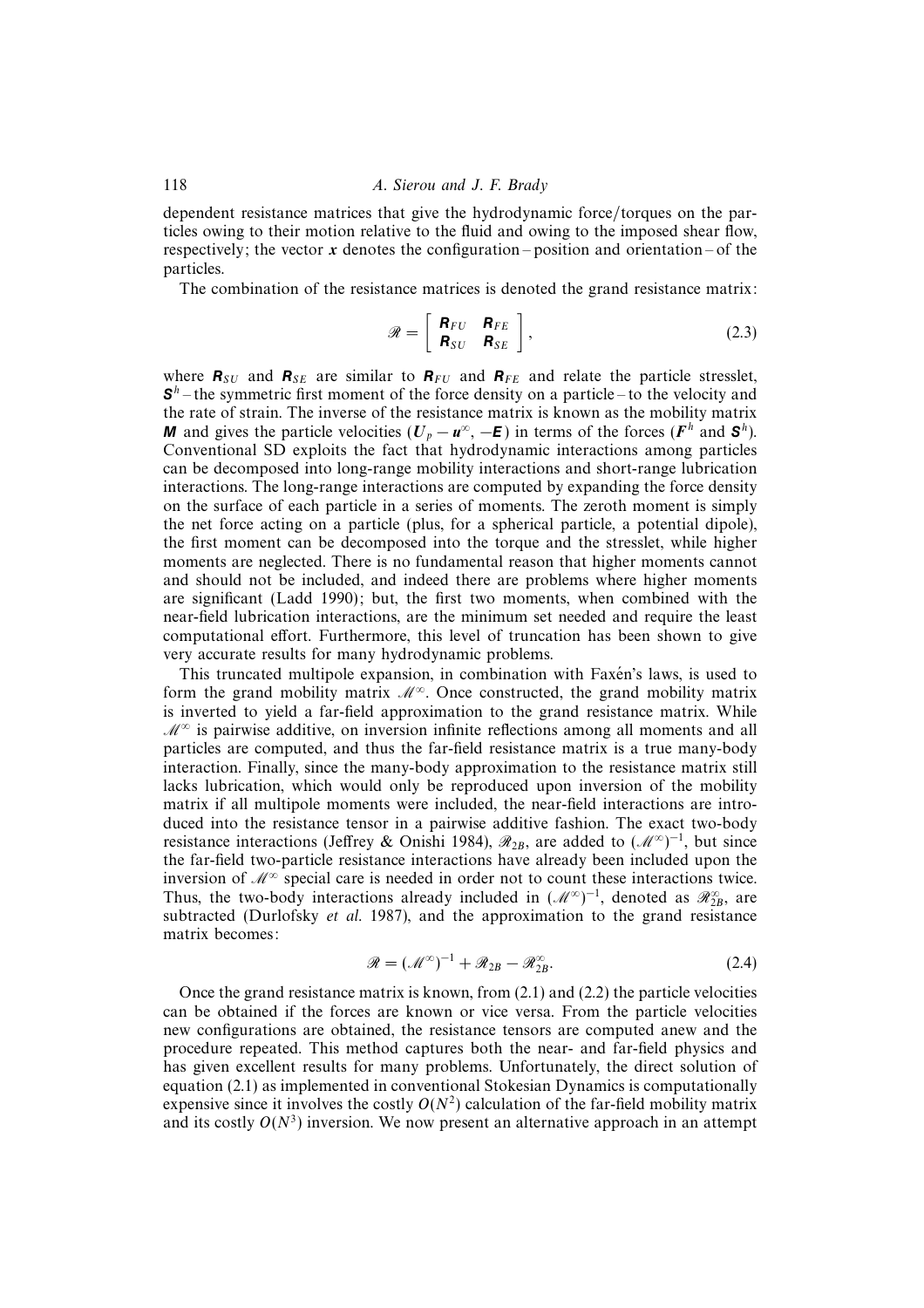dependent resistance matrices that give the hydrodynamic force/torques on the particles owing to their motion relative to the fluid and owing to the imposed shear flow, respectively; the vector $\boldsymbol{x}$ denotes the configuration – position and orientation – of the particles.

The combination of the resistance matrices is denoted the grand resistance matrix:

$$\mathscr{R} = \begin{bmatrix} \boldsymbol{R}_{FU} & \boldsymbol{R}_{FE} \\ \boldsymbol{R}_{SU} & \boldsymbol{R}_{SE} \end{bmatrix}, \tag{2.3}$$

where $\boldsymbol{R}_{SU}$ and $\boldsymbol{R}_{SE}$ are similar to $\boldsymbol{R}_{FU}$ and $\boldsymbol{R}_{FE}$ and relate the particle stresslet, $\boldsymbol{S}^h$ – the symmetric first moment of the force density on a particle – to the velocity and the rate of strain. The inverse of the resistance matrix is known as the mobility matrix $\boldsymbol{M}$ and gives the particle velocities ($\boldsymbol{U}_p - \boldsymbol{u}^\infty$, $-\boldsymbol{E}$) in terms of the forces ($\boldsymbol{F}^h$ and $\boldsymbol{S}^h$). Conventional SD exploits the fact that hydrodynamic interactions among particles can be decomposed into long-range mobility interactions and short-range lubrication interactions. The long-range interactions are computed by expanding the force density on the surface of each particle in a series of moments. The zeroth moment is simply the net force acting on a particle (plus, for a spherical particle, a potential dipole), the first moment can be decomposed into the torque and the stresslet, while higher moments are neglected. There is no fundamental reason that higher moments cannot and should not be included, and indeed there are problems where higher moments are significant (Ladd 1990); but, the first two moments, when combined with the near-field lubrication interactions, are the minimum set needed and require the least computational effort. Furthermore, this level of truncation has been shown to give very accurate results for many hydrodynamic problems.

This truncated multipole expansion, in combination with Faxén's laws, is used to form the grand mobility matrix $\mathscr{M}^\infty$. Once constructed, the grand mobility matrix is inverted to yield a far-field approximation to the grand resistance matrix. While $\mathscr{M}^\infty$ is pairwise additive, on inversion infinite reflections among all moments and all particles are computed, and thus the far-field resistance matrix is a true many-body interaction. Finally, since the many-body approximation to the resistance matrix still lacks lubrication, which would only be reproduced upon inversion of the mobility matrix if all multipole moments were included, the near-field interactions are introduced into the resistance tensor in a pairwise additive fashion. The exact two-body resistance interactions (Jeffrey & Onishi 1984), $\mathscr{R}_{2B}$, are added to $(\mathscr{M}^\infty)^{-1}$, but since the far-field two-particle resistance interactions have already been included upon the inversion of $\mathscr{M}^\infty$ special care is needed in order not to count these interactions twice. Thus, the two-body interactions already included in $(\mathscr{M}^\infty)^{-1}$, denoted as $\mathscr{R}_{2B}^\infty$, are subtracted (Durlofsky *et al.* 1987), and the approximation to the grand resistance matrix becomes:

$$\mathscr{R} = (\mathscr{M}^\infty)^{-1} + \mathscr{R}_{2B} - \mathscr{R}_{2B}^\infty. \tag{2.4}$$

Once the grand resistance matrix is known, from (2.1) and (2.2) the particle velocities can be obtained if the forces are known or vice versa. From the particle velocities new configurations are obtained, the resistance tensors are computed anew and the procedure repeated. This method captures both the near- and far-field physics and has given excellent results for many problems. Unfortunately, the direct solution of equation (2.1) as implemented in conventional Stokesian Dynamics is computationally expensive since it involves the costly $O(N^2)$ calculation of the far-field mobility matrix and its costly $O(N^3)$ inversion. We now present an alternative approach in an attempt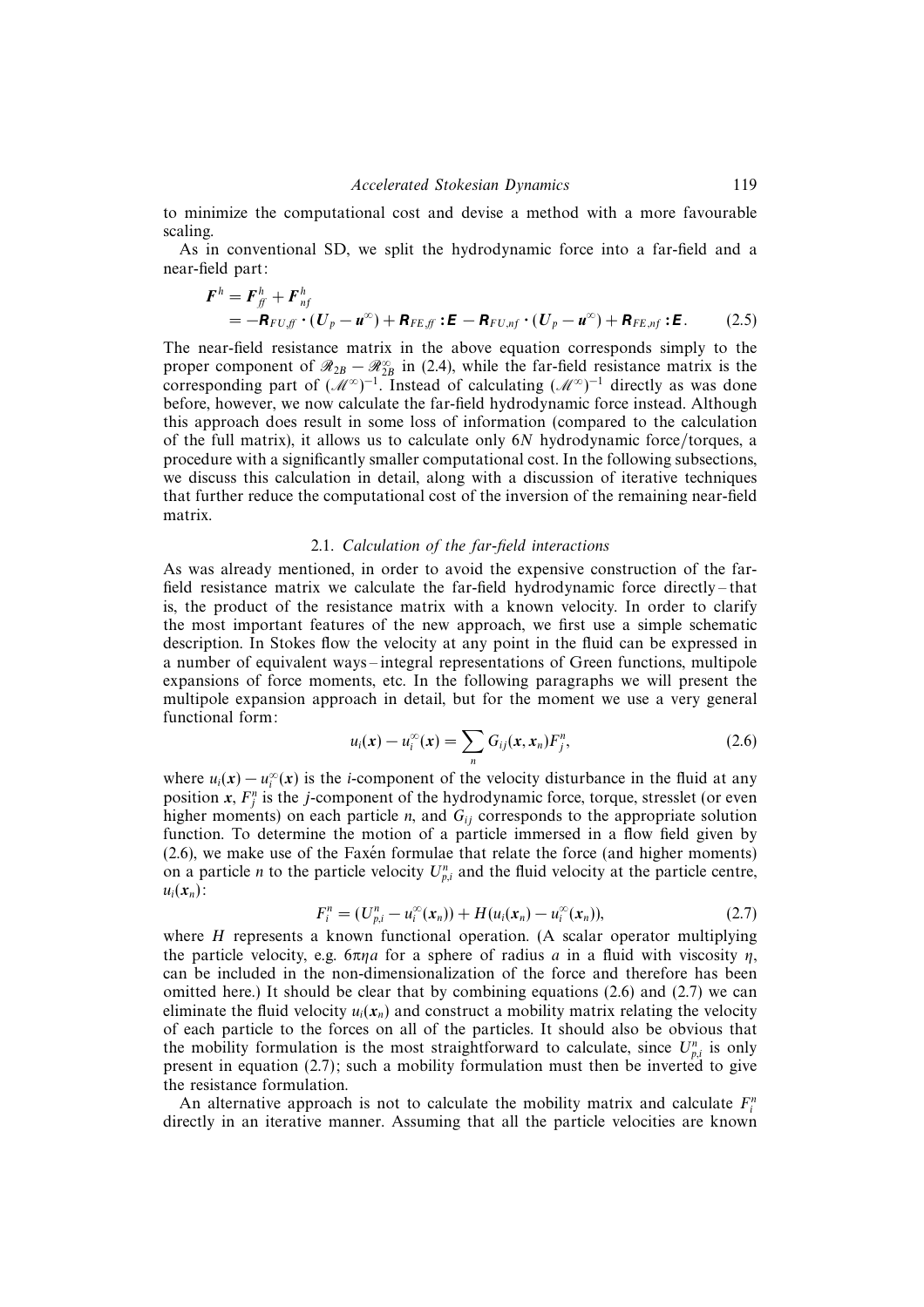to minimize the computational cost and devise a method with a more favourable scaling.

As in conventional SD, we split the hydrodynamic force into a far-field and a near-field part:

$$
\begin{aligned}
\boldsymbol{F}^h &= \boldsymbol{F}^h_{ff} + \boldsymbol{F}^h_{nf} \\
&= -\boldsymbol{R}_{FU,ff} \cdot (\boldsymbol{U}_p - \boldsymbol{u}^\infty) + \boldsymbol{R}_{FE,ff} : \boldsymbol{E} - \boldsymbol{R}_{FU,nf} \cdot (\boldsymbol{U}_p - \boldsymbol{u}^\infty) + \boldsymbol{R}_{FE,nf} : \boldsymbol{E}.
\end{aligned} \tag{2.5}
$$

The near-field resistance matrix in the above equation corresponds simply to the proper component of $\mathscr{R}_{2B} - \mathscr{R}_{2B}^\infty$ in (2.4), while the far-field resistance matrix is the corresponding part of $(\mathscr{M}^\infty)^{-1}$. Instead of calculating $(\mathscr{M}^\infty)^{-1}$ directly as was done before, however, we now calculate the far-field hydrodynamic force instead. Although this approach does result in some loss of information (compared to the calculation of the full matrix), it allows us to calculate only $6N$ hydrodynamic force/torques, a procedure with a significantly smaller computational cost. In the following subsections, we discuss this calculation in detail, along with a discussion of iterative techniques that further reduce the computational cost of the inversion of the remaining near-field matrix.

### 2.1. *Calculation of the far-field interactions*

As was already mentioned, in order to avoid the expensive construction of the far-field resistance matrix we calculate the far-field hydrodynamic force directly – that is, the product of the resistance matrix with a known velocity. In order to clarify the most important features of the new approach, we first use a simple schematic description. In Stokes flow the velocity at any point in the fluid can be expressed in a number of equivalent ways – integral representations of Green functions, multipole expansions of force moments, etc. In the following paragraphs we will present the multipole expansion approach in detail, but for the moment we use a very general functional form:

$$
u_i(\boldsymbol{x}) - u_i^\infty(\boldsymbol{x}) = \sum_n G_{ij}(\boldsymbol{x}, \boldsymbol{x}_n) F_j^n, \tag{2.6}
$$

where $u_i(\boldsymbol{x}) - u_i^\infty(\boldsymbol{x})$ is the $i$-component of the velocity disturbance in the fluid at any position $\boldsymbol{x}$, $F_j^n$ is the $j$-component of the hydrodynamic force, torque, stresslet (or even higher moments) on each particle $n$, and $G_{ij}$ corresponds to the appropriate solution function. To determine the motion of a particle immersed in a flow field given by (2.6), we make use of the Faxén formulae that relate the force (and higher moments) on a particle $n$ to the particle velocity $U_{p,i}^n$ and the fluid velocity at the particle centre, $u_i(\boldsymbol{x}_n)$:

$$
F_i^n = (U_{p,i}^n - u_i^\infty(\boldsymbol{x}_n)) + H(u_i(\boldsymbol{x}_n) - u_i^\infty(\boldsymbol{x}_n)), \tag{2.7}
$$

where $H$ represents a known functional operation. (A scalar operator multiplying the particle velocity, e.g. $6\pi\eta a$ for a sphere of radius $a$ in a fluid with viscosity $\eta$, can be included in the non-dimensionalization of the force and therefore has been omitted here.) It should be clear that by combining equations (2.6) and (2.7) we can eliminate the fluid velocity $u_i(\boldsymbol{x}_n)$ and construct a mobility matrix relating the velocity of each particle to the forces on all of the particles. It should also be obvious that the mobility formulation is the most straightforward to calculate, since $U_{p,i}^n$ is only present in equation (2.7); such a mobility formulation must then be inverted to give the resistance formulation.

An alternative approach is not to calculate the mobility matrix and calculate $F_i^n$ directly in an iterative manner. Assuming that all the particle velocities are known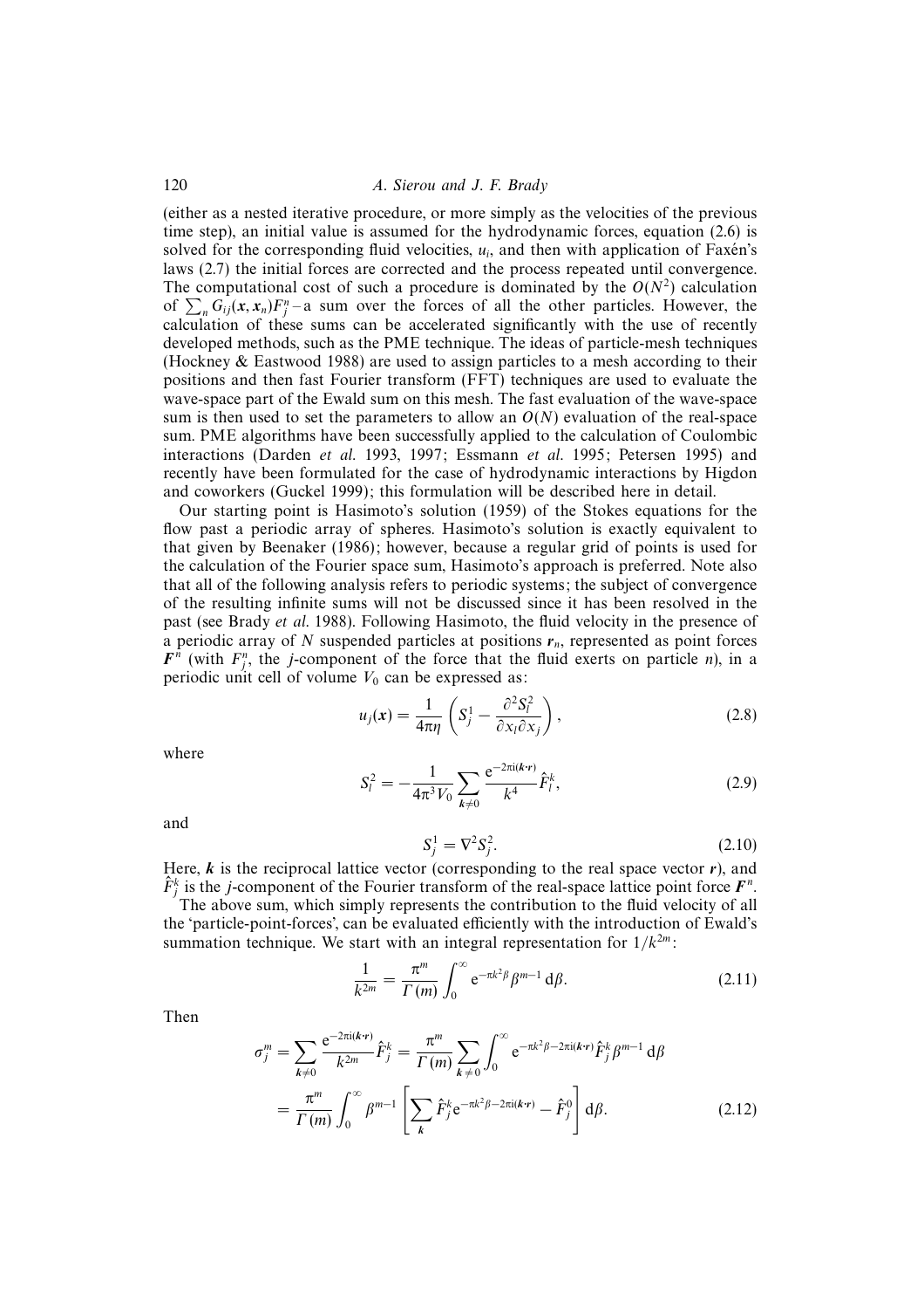(either as a nested iterative procedure, or more simply as the velocities of the previous time step), an initial value is assumed for the hydrodynamic forces, equation (2.6) is solved for the corresponding fluid velocities, $u_i$, and then with application of Faxén's laws (2.7) the initial forces are corrected and the process repeated until convergence. The computational cost of such a procedure is dominated by the $O(N^2)$ calculation of $\sum_n G_{ij}(\boldsymbol{x}, \boldsymbol{x}_n)F_j^n$ – a sum over the forces of all the other particles. However, the calculation of these sums can be accelerated significantly with the use of recently developed methods, such as the PME technique. The ideas of particle-mesh techniques (Hockney & Eastwood 1988) are used to assign particles to a mesh according to their positions and then fast Fourier transform (FFT) techniques are used to evaluate the wave-space part of the Ewald sum on this mesh. The fast evaluation of the wave-space sum is then used to set the parameters to allow an $O(N)$ evaluation of the real-space sum. PME algorithms have been successfully applied to the calculation of Coulombic interactions (Darden *et al.* 1993, 1997; Essmann *et al.* 1995; Petersen 1995) and recently have been formulated for the case of hydrodynamic interactions by Higdon and coworkers (Guckel 1999); this formulation will be described here in detail.

Our starting point is Hasimoto's solution (1959) of the Stokes equations for the flow past a periodic array of spheres. Hasimoto's solution is exactly equivalent to that given by Beenaker (1986); however, because a regular grid of points is used for the calculation of the Fourier space sum, Hasimoto's approach is preferred. Note also that all of the following analysis refers to periodic systems; the subject of convergence of the resulting infinite sums will not be discussed since it has been resolved in the past (see Brady *et al.* 1988). Following Hasimoto, the fluid velocity in the presence of a periodic array of $N$ suspended particles at positions $\boldsymbol{r}_n$, represented as point forces $\boldsymbol{F}^n$ (with $F_j^n$, the $j$-component of the force that the fluid exerts on particle $n$), in a periodic unit cell of volume $V_0$ can be expressed as:

$$u_j(\boldsymbol{x}) = \frac{1}{4\pi\eta}\left(S_j^1 - \frac{\partial^2 S_l^2}{\partial x_l \partial x_j}\right), \tag{2.8}$$

where

$$S_l^2 = -\frac{1}{4\pi^3 V_0}\sum_{\boldsymbol{k}\neq 0}\frac{\mathrm{e}^{-2\pi\mathrm{i}(\boldsymbol{k}\cdot\boldsymbol{r})}}{k^4}\hat{F}_l^k, \tag{2.9}$$

and

$$S_j^1 = \nabla^2 S_j^2. \tag{2.10}$$

Here, $\boldsymbol{k}$ is the reciprocal lattice vector (corresponding to the real space vector $\boldsymbol{r}$), and $\hat{F}_j^k$ is the $j$-component of the Fourier transform of the real-space lattice point force $\boldsymbol{F}^n$.

The above sum, which simply represents the contribution to the fluid velocity of all the 'particle-point-forces', can be evaluated efficiently with the introduction of Ewald's summation technique. We start with an integral representation for $1/k^{2m}$:

$$\frac{1}{k^{2m}} = \frac{\pi^m}{\Gamma(m)}\int_0^\infty \mathrm{e}^{-\pi k^2\beta}\beta^{m-1}\,\mathrm{d}\beta. \tag{2.11}$$

Then

$$\begin{aligned}\sigma_j^m = \sum_{\boldsymbol{k}\neq 0}\frac{\mathrm{e}^{-2\pi\mathrm{i}(\boldsymbol{k}\cdot\boldsymbol{r})}}{k^{2m}}\hat{F}_j^k &= \frac{\pi^m}{\Gamma(m)}\sum_{\boldsymbol{k}\neq 0}\int_0^\infty \mathrm{e}^{-\pi k^2\beta - 2\pi\mathrm{i}(\boldsymbol{k}\cdot\boldsymbol{r})}\hat{F}_j^k\beta^{m-1}\,\mathrm{d}\beta \\ &= \frac{\pi^m}{\Gamma(m)}\int_0^\infty \beta^{m-1}\left[\sum_{\boldsymbol{k}}\hat{F}_j^k\mathrm{e}^{-\pi k^2\beta - 2\pi\mathrm{i}(\boldsymbol{k}\cdot\boldsymbol{r})} - \hat{F}_j^0\right]\mathrm{d}\beta. \end{aligned} \tag{2.12}$$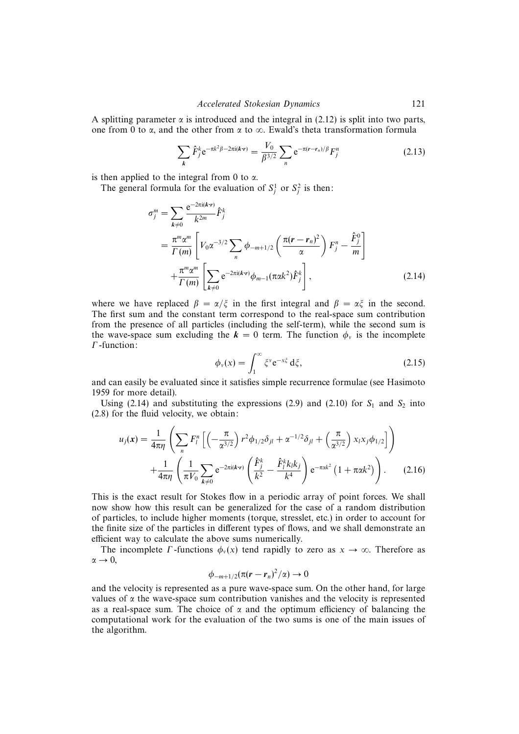A splitting parameter $\alpha$ is introduced and the integral in (2.12) is split into two parts, one from 0 to $\alpha$, and the other from $\alpha$ to $\infty$. Ewald's theta transformation formula

$$\sum_{\boldsymbol{k}} \hat{F}_j^k \mathrm{e}^{-\pi k^2 \beta - 2\pi \mathrm{i}(\boldsymbol{k}\cdot\boldsymbol{r})} = \frac{V_0}{\beta^{3/2}} \sum_n \mathrm{e}^{-\pi(\boldsymbol{r}-\boldsymbol{r}_n)/\beta} F_j^n \tag{2.13}$$

is then applied to the integral from 0 to $\alpha$.

The general formula for the evaluation of $S_j^1$ or $S_j^2$ is then:

$$\begin{aligned}
\sigma_j^m &= \sum_{\boldsymbol{k}\neq 0} \frac{\mathrm{e}^{-2\pi\mathrm{i}(\boldsymbol{k}\cdot\boldsymbol{r})}}{k^{2m}} \hat{F}_j^k \\
&= \frac{\pi^m \alpha^m}{\Gamma(m)} \left[ V_0 \alpha^{-3/2} \sum_n \phi_{-m+1/2}\left(\frac{\pi(\boldsymbol{r}-\boldsymbol{r}_n)^2}{\alpha}\right) F_j^n - \frac{\hat{F}_j^0}{m} \right] \\
&\quad + \frac{\pi^m \alpha^m}{\Gamma(m)} \left[ \sum_{\boldsymbol{k}\neq 0} \mathrm{e}^{-2\pi\mathrm{i}(\boldsymbol{k}\cdot\boldsymbol{r})} \phi_{m-1}(\pi\alpha k^2) \hat{F}_j^k \right],
\end{aligned} \tag{2.14}$$

where we have replaced $\beta = \alpha/\xi$ in the first integral and $\beta = \alpha\xi$ in the second. The first sum and the constant term correspond to the real-space sum contribution from the presence of all particles (including the self-term), while the second sum is the wave-space sum excluding the $\boldsymbol{k} = 0$ term. The function $\phi_\nu$ is the incomplete $\Gamma$-function:

$$\phi_\nu(x) = \int_1^\infty \xi^\nu \mathrm{e}^{-x\xi}\,\mathrm{d}\xi, \tag{2.15}$$

and can easily be evaluated since it satisfies simple recurrence formulae (see Hasimoto 1959 for more detail).

Using (2.14) and substituting the expressions (2.9) and (2.10) for $S_1$ and $S_2$ into (2.8) for the fluid velocity, we obtain:

$$\begin{aligned}
u_j(\boldsymbol{x}) &= \frac{1}{4\pi\eta} \left( \sum_n F_l^n \left[ \left(-\frac{\pi}{\alpha^{3/2}}\right) r^2 \phi_{1/2} \delta_{jl} + \alpha^{-1/2}\delta_{jl} + \left(\frac{\pi}{\alpha^{3/2}}\right) x_l x_j \phi_{1/2} \right] \right) \\
&\quad + \frac{1}{4\pi\eta} \left( \frac{1}{\pi V_0} \sum_{\boldsymbol{k}\neq 0} \mathrm{e}^{-2\pi\mathrm{i}(\boldsymbol{k}\cdot\boldsymbol{r})} \left( \frac{\hat{F}_j^k}{k^2} - \frac{\hat{F}_l^k k_l k_j}{k^4} \right) \mathrm{e}^{-\pi\alpha k^2}\left(1 + \pi\alpha k^2\right) \right).
\end{aligned} \tag{2.16}$$

This is the exact result for Stokes flow in a periodic array of point forces. We shall now show how this result can be generalized for the case of a random distribution of particles, to include higher moments (torque, stresslet, etc.) in order to account for the finite size of the particles in different types of flows, and we shall demonstrate an efficient way to calculate the above sums numerically.

The incomplete $\Gamma$-functions $\phi_\nu(x)$ tend rapidly to zero as $x \to \infty$. Therefore as $\alpha \to 0$,

$$\phi_{-m+1/2}(\pi(\boldsymbol{r}-\boldsymbol{r}_n)^2/\alpha) \to 0$$

and the velocity is represented as a pure wave-space sum. On the other hand, for large values of $\alpha$ the wave-space sum contribution vanishes and the velocity is represented as a real-space sum. The choice of $\alpha$ and the optimum efficiency of balancing the computational work for the evaluation of the two sums is one of the main issues of the algorithm.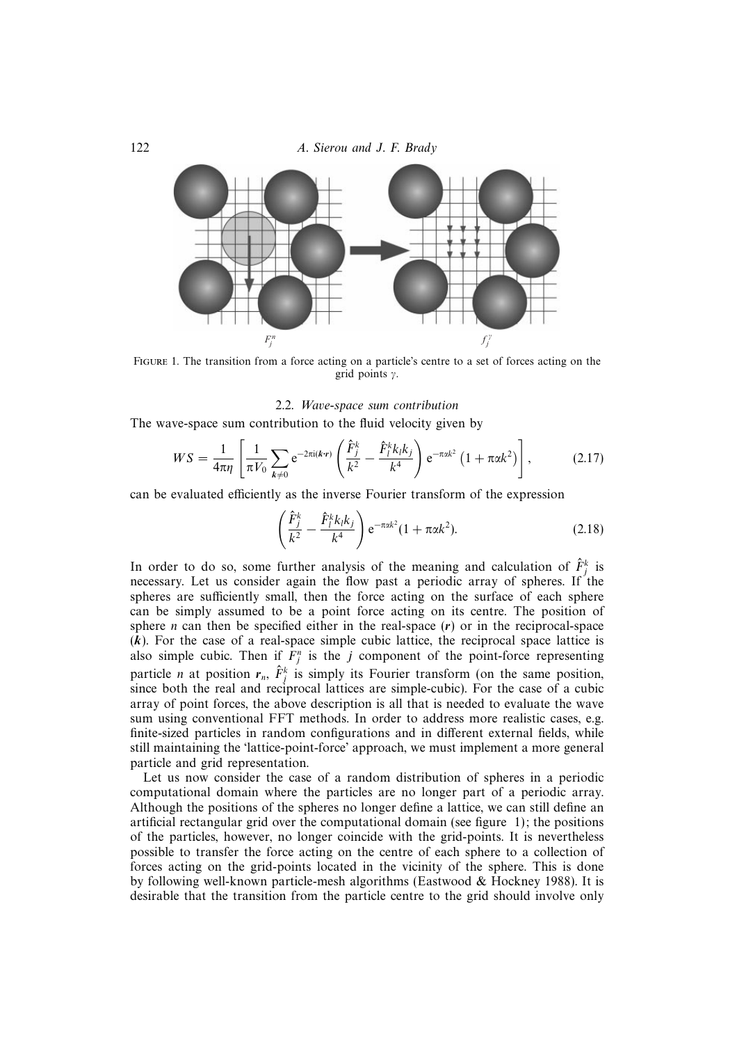FIGURE 1. The transition from a force acting on a particle's centre to a set of forces acting on the grid points $\gamma$.

### 2.2. *Wave-space sum contribution*

The wave-space sum contribution to the fluid velocity given by

$$WS = \frac{1}{4\pi\eta}\left[\frac{1}{\pi V_0}\sum_{\boldsymbol{k}\neq 0} \mathrm{e}^{-2\pi\mathrm{i}(\boldsymbol{k}\cdot\boldsymbol{r})}\left(\frac{\hat{F}_j^k}{k^2} - \frac{\hat{F}_l^k k_l k_j}{k^4}\right)\mathrm{e}^{-\pi\alpha k^2}\left(1+\pi\alpha k^2\right)\right], \tag{2.17}$$

can be evaluated efficiently as the inverse Fourier transform of the expression

$$\left(\frac{\hat{F}_j^k}{k^2} - \frac{\hat{F}_l^k k_l k_j}{k^4}\right)\mathrm{e}^{-\pi\alpha k^2}(1+\pi\alpha k^2). \tag{2.18}$$

In order to do so, some further analysis of the meaning and calculation of $\hat{F}_j^k$ is necessary. Let us consider again the flow past a periodic array of spheres. If the spheres are sufficiently small, then the force acting on the surface of each sphere can be simply assumed to be a point force acting on its centre. The position of sphere $n$ can then be specified either in the real-space ($\boldsymbol{r}$) or in the reciprocal-space ($\boldsymbol{k}$). For the case of a real-space simple cubic lattice, the reciprocal space lattice is also simple cubic. Then if $F_j^n$ is the $j$ component of the point-force representing particle $n$ at position $\boldsymbol{r}_n$, $\hat{F}_j^k$ is simply its Fourier transform (on the same position, since both the real and reciprocal lattices are simple-cubic). For the case of a cubic array of point forces, the above description is all that is needed to evaluate the wave sum using conventional FFT methods. In order to address more realistic cases, e.g. finite-sized particles in random configurations and in different external fields, while still maintaining the 'lattice-point-force' approach, we must implement a more general particle and grid representation.

Let us now consider the case of a random distribution of spheres in a periodic computational domain where the particles are no longer part of a periodic array. Although the positions of the spheres no longer define a lattice, we can still define an artificial rectangular grid over the computational domain (see figure 1); the positions of the particles, however, no longer coincide with the grid-points. It is nevertheless possible to transfer the force acting on the centre of each sphere to a collection of forces acting on the grid-points located in the vicinity of the sphere. This is done by following well-known particle-mesh algorithms (Eastwood & Hockney 1988). It is desirable that the transition from the particle centre to the grid should involve only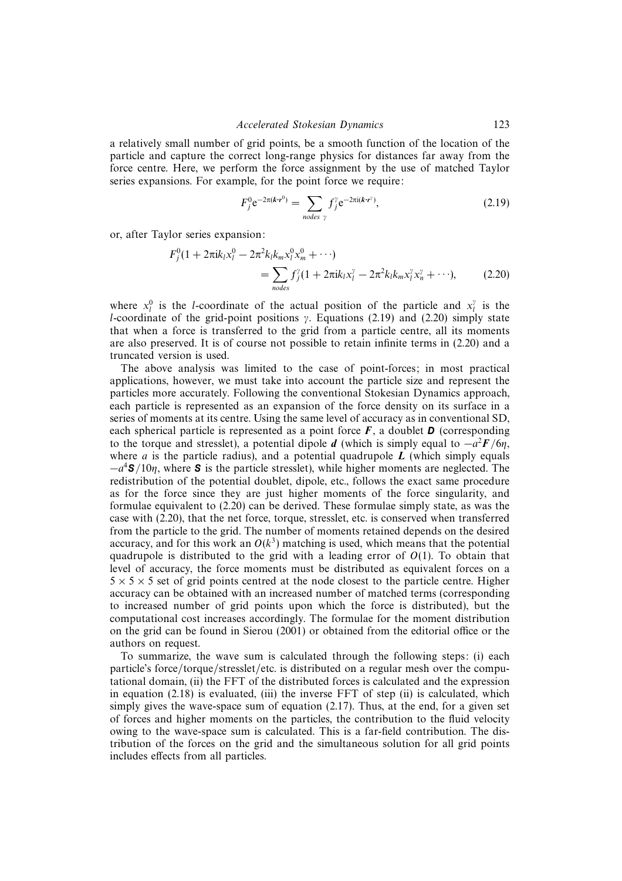a relatively small number of grid points, be a smooth function of the location of the particle and capture the correct long-range physics for distances far away from the force centre. Here, we perform the force assignment by the use of matched Taylor series expansions. For example, for the point force we require:

$$F_j^0 \mathrm{e}^{-2\pi(\boldsymbol{k}\cdot\boldsymbol{r}^0)} = \sum_{nodes\ \gamma} f_j^{\gamma} \mathrm{e}^{-2\pi\mathrm{i}(\boldsymbol{k}\cdot\boldsymbol{r}^{\gamma})}, \tag{2.19}$$

or, after Taylor series expansion:

$$F_j^0(1 + 2\pi \mathrm{i} k_l x_l^0 - 2\pi^2 k_l k_m x_l^0 x_m^0 + \cdots) = \sum_{nodes} f_j^{\gamma}(1 + 2\pi \mathrm{i} k_l x_l^{\gamma} - 2\pi^2 k_l k_m x_l^{\gamma} x_n^{\gamma} + \cdots), \tag{2.20}$$

where $x_l^0$ is the $l$-coordinate of the actual position of the particle and $x_l^{\gamma}$ is the $l$-coordinate of the grid-point positions $\gamma$. Equations (2.19) and (2.20) simply state that when a force is transferred to the grid from a particle centre, all its moments are also preserved. It is of course not possible to retain infinite terms in (2.20) and a truncated version is used.

The above analysis was limited to the case of point-forces; in most practical applications, however, we must take into account the particle size and represent the particles more accurately. Following the conventional Stokesian Dynamics approach, each particle is represented as an expansion of the force density on its surface in a series of moments at its centre. Using the same level of accuracy as in conventional SD, each spherical particle is represented as a point force $\boldsymbol{F}$, a doublet $\boldsymbol{D}$ (corresponding to the torque and stresslet), a potential dipole $\boldsymbol{d}$ (which is simply equal to $-a^2\boldsymbol{F}/6\eta$, where $a$ is the particle radius), and a potential quadrupole $\boldsymbol{L}$ (which simply equals $-a^4\boldsymbol{S}/10\eta$, where $\boldsymbol{S}$ is the particle stresslet), while higher moments are neglected. The redistribution of the potential doublet, dipole, etc., follows the exact same procedure as for the force since they are just higher moments of the force singularity, and formulae equivalent to (2.20) can be derived. These formulae simply state, as was the case with (2.20), that the net force, torque, stresslet, etc. is conserved when transferred from the particle to the grid. The number of moments retained depends on the desired accuracy, and for this work an $O(k^3)$ matching is used, which means that the potential quadrupole is distributed to the grid with a leading error of $O(1)$. To obtain that level of accuracy, the force moments must be distributed as equivalent forces on a $5 \times 5 \times 5$ set of grid points centred at the node closest to the particle centre. Higher accuracy can be obtained with an increased number of matched terms (corresponding to increased number of grid points upon which the force is distributed), but the computational cost increases accordingly. The formulae for the moment distribution on the grid can be found in Sierou (2001) or obtained from the editorial office or the authors on request.

To summarize, the wave sum is calculated through the following steps: (i) each particle's force/torque/stresslet/etc. is distributed on a regular mesh over the computational domain, (ii) the FFT of the distributed forces is calculated and the expression in equation (2.18) is evaluated, (iii) the inverse FFT of step (ii) is calculated, which simply gives the wave-space sum of equation (2.17). Thus, at the end, for a given set of forces and higher moments on the particles, the contribution to the fluid velocity owing to the wave-space sum is calculated. This is a far-field contribution. The distribution of the forces on the grid and the simultaneous solution for all grid points includes effects from all particles.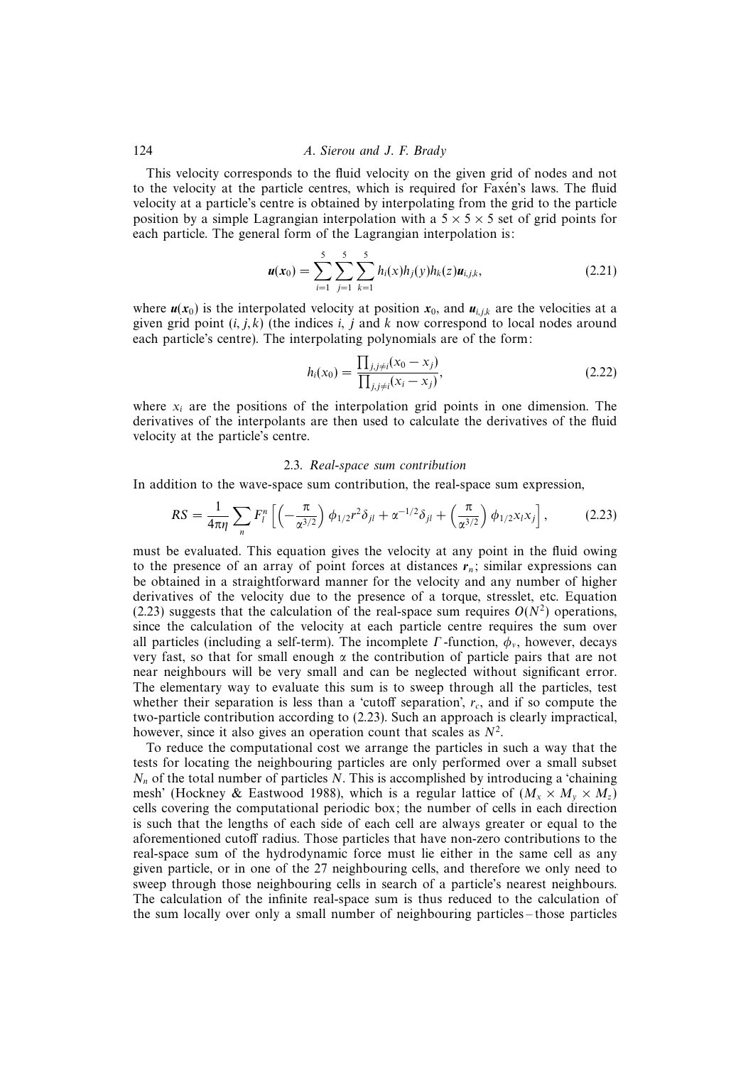This velocity corresponds to the fluid velocity on the given grid of nodes and not to the velocity at the particle centres, which is required for Faxén's laws. The fluid velocity at a particle's centre is obtained by interpolating from the grid to the particle position by a simple Lagrangian interpolation with a $5 \times 5 \times 5$ set of grid points for each particle. The general form of the Lagrangian interpolation is:

$$\boldsymbol{u}(\boldsymbol{x}_0) = \sum_{i=1}^{5} \sum_{j=1}^{5} \sum_{k=1}^{5} h_i(x) h_j(y) h_k(z) \boldsymbol{u}_{i,j,k}, \tag{2.21}$$

where $\boldsymbol{u}(\boldsymbol{x}_0)$ is the interpolated velocity at position $\boldsymbol{x}_0$, and $\boldsymbol{u}_{i,j,k}$ are the velocities at a given grid point $(i, j, k)$ (the indices $i$, $j$ and $k$ now correspond to local nodes around each particle's centre). The interpolating polynomials are of the form:

$$h_i(x_0) = \frac{\prod_{j, j \neq i} (x_0 - x_j)}{\prod_{j, j \neq i} (x_i - x_j)}, \tag{2.22}$$

where $x_i$ are the positions of the interpolation grid points in one dimension. The derivatives of the interpolants are then used to calculate the derivatives of the fluid velocity at the particle's centre.

### 2.3. *Real-space sum contribution*

In addition to the wave-space sum contribution, the real-space sum expression,

$$RS = \frac{1}{4\pi\eta} \sum_n F_l^n \left[ \left( -\frac{\pi}{\alpha^{3/2}} \right) \phi_{1/2} r^2 \delta_{jl} + \alpha^{-1/2} \delta_{jl} + \left( \frac{\pi}{\alpha^{3/2}} \right) \phi_{1/2} x_l x_j \right], \tag{2.23}$$

must be evaluated. This equation gives the velocity at any point in the fluid owing to the presence of an array of point forces at distances $\boldsymbol{r}_n$; similar expressions can be obtained in a straightforward manner for the velocity and any number of higher derivatives of the velocity due to the presence of a torque, stresslet, etc. Equation (2.23) suggests that the calculation of the real-space sum requires $O(N^2)$ operations, since the calculation of the velocity at each particle centre requires the sum over all particles (including a self-term). The incomplete $\Gamma$-function, $\phi_v$, however, decays very fast, so that for small enough $\alpha$ the contribution of particle pairs that are not near neighbours will be very small and can be neglected without significant error. The elementary way to evaluate this sum is to sweep through all the particles, test whether their separation is less than a 'cutoff separation', $r_c$, and if so compute the two-particle contribution according to (2.23). Such an approach is clearly impractical, however, since it also gives an operation count that scales as $N^2$.

To reduce the computational cost we arrange the particles in such a way that the tests for locating the neighbouring particles are only performed over a small subset $N_n$ of the total number of particles $N$. This is accomplished by introducing a 'chaining mesh' (Hockney & Eastwood 1988), which is a regular lattice of $(M_x \times M_y \times M_z)$ cells covering the computational periodic box; the number of cells in each direction is such that the lengths of each side of each cell are always greater or equal to the aforementioned cutoff radius. Those particles that have non-zero contributions to the real-space sum of the hydrodynamic force must lie either in the same cell as any given particle, or in one of the 27 neighbouring cells, and therefore we only need to sweep through those neighbouring cells in search of a particle's nearest neighbours. The calculation of the infinite real-space sum is thus reduced to the calculation of the sum locally over only a small number of neighbouring particles – those particles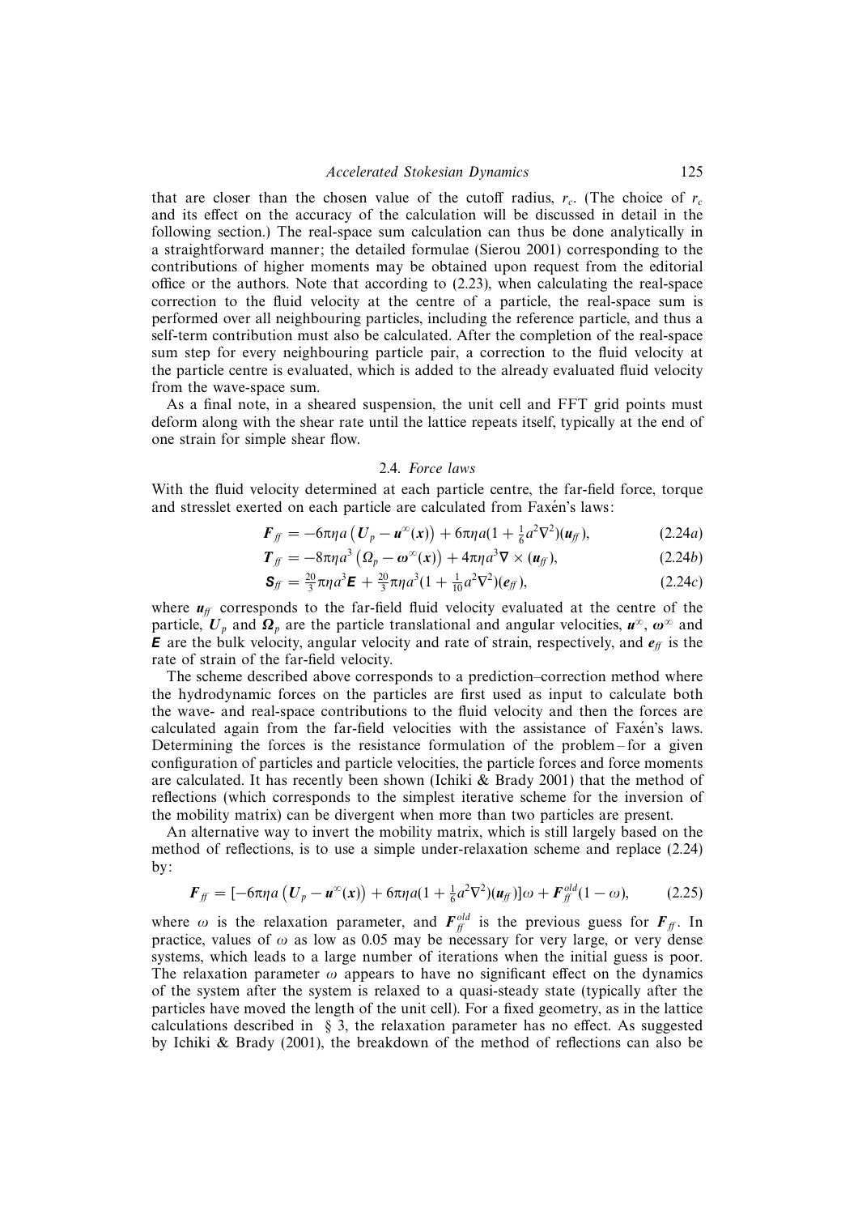that are closer than the chosen value of the cutoff radius, $r_c$. (The choice of $r_c$ and its effect on the accuracy of the calculation will be discussed in detail in the following section.) The real-space sum calculation can thus be done analytically in a straightforward manner; the detailed formulae (Sierou 2001) corresponding to the contributions of higher moments may be obtained upon request from the editorial office or the authors. Note that according to (2.23), when calculating the real-space correction to the fluid velocity at the centre of a particle, the real-space sum is performed over all neighbouring particles, including the reference particle, and thus a self-term contribution must also be calculated. After the completion of the real-space sum step for every neighbouring particle pair, a correction to the fluid velocity at the particle centre is evaluated, which is added to the already evaluated fluid velocity from the wave-space sum.

As a final note, in a sheared suspension, the unit cell and FFT grid points must deform along with the shear rate until the lattice repeats itself, typically at the end of one strain for simple shear flow.

### 2.4. *Force laws*

With the fluid velocity determined at each particle centre, the far-field force, torque and stresslet exerted on each particle are calculated from Faxén's laws:

$$\boldsymbol{F}_{ff} = -6\pi\eta a\left(\boldsymbol{U}_p - \boldsymbol{u}^{\infty}(\boldsymbol{x})\right) + 6\pi\eta a(1 + \tfrac{1}{6}a^2\nabla^2)(\boldsymbol{u}_{ff}), \tag{2.24a}$$

$$\boldsymbol{T}_{ff} = -8\pi\eta a^3\left(\boldsymbol{\Omega}_p - \boldsymbol{\omega}^{\infty}(\boldsymbol{x})\right) + 4\pi\eta a^3\nabla \times (\boldsymbol{u}_{ff}), \tag{2.24b}$$

$$\boldsymbol{S}_{ff} = \tfrac{20}{3}\pi\eta a^3\boldsymbol{E} + \tfrac{20}{3}\pi\eta a^3(1 + \tfrac{1}{10}a^2\nabla^2)(\boldsymbol{e}_{ff}), \tag{2.24c}$$

where $\boldsymbol{u}_{ff}$ corresponds to the far-field fluid velocity evaluated at the centre of the particle, $\boldsymbol{U}_p$ and $\boldsymbol{\Omega}_p$ are the particle translational and angular velocities, $\boldsymbol{u}^{\infty}$, $\boldsymbol{\omega}^{\infty}$ and $\boldsymbol{E}$ are the bulk velocity, angular velocity and rate of strain, respectively, and $\boldsymbol{e}_{ff}$ is the rate of strain of the far-field velocity.

The scheme described above corresponds to a prediction–correction method where the hydrodynamic forces on the particles are first used as input to calculate both the wave- and real-space contributions to the fluid velocity and then the forces are calculated again from the far-field velocities with the assistance of Faxén's laws. Determining the forces is the resistance formulation of the problem – for a given configuration of particles and particle velocities, the particle forces and force moments are calculated. It has recently been shown (Ichiki & Brady 2001) that the method of reflections (which corresponds to the simplest iterative scheme for the inversion of the mobility matrix) can be divergent when more than two particles are present.

An alternative way to invert the mobility matrix, which is still largely based on the method of reflections, is to use a simple under-relaxation scheme and replace (2.24) by:

$$\boldsymbol{F}_{ff} = [-6\pi\eta a\left(\boldsymbol{U}_p - \boldsymbol{u}^{\infty}(\boldsymbol{x})\right) + 6\pi\eta a(1 + \tfrac{1}{6}a^2\nabla^2)(\boldsymbol{u}_{ff})]\omega + \boldsymbol{F}_{ff}^{old}(1-\omega), \tag{2.25}$$

where $\omega$ is the relaxation parameter, and $\boldsymbol{F}_{ff}^{old}$ is the previous guess for $\boldsymbol{F}_{ff}$. In practice, values of $\omega$ as low as 0.05 may be necessary for very large, or very dense systems, which leads to a large number of iterations when the initial guess is poor. The relaxation parameter $\omega$ appears to have no significant effect on the dynamics of the system after the system is relaxed to a quasi-steady state (typically after the particles have moved the length of the unit cell). For a fixed geometry, as in the lattice calculations described in § 3, the relaxation parameter has no effect. As suggested by Ichiki & Brady (2001), the breakdown of the method of reflections can also be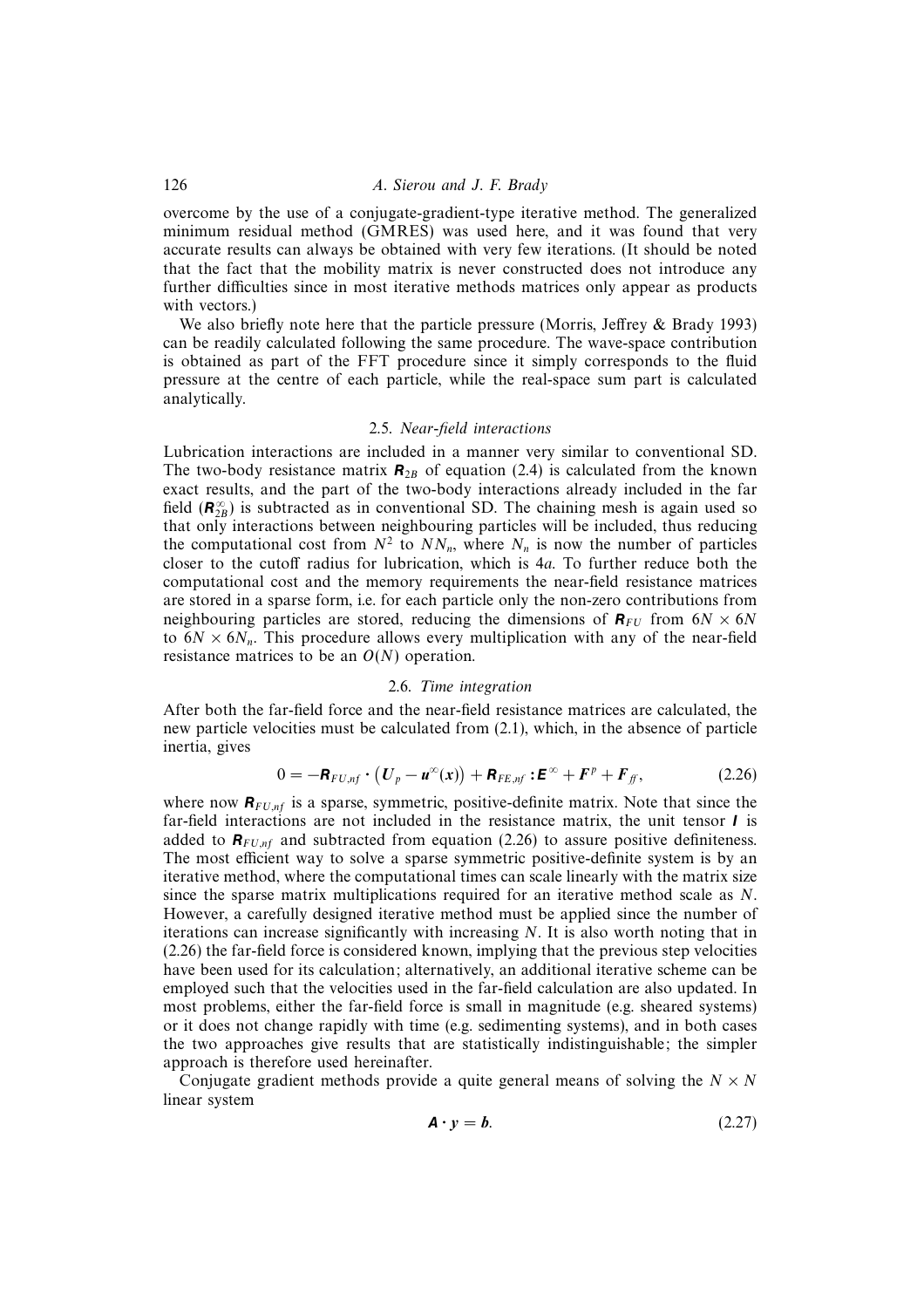overcome by the use of a conjugate-gradient-type iterative method. The generalized minimum residual method (GMRES) was used here, and it was found that very accurate results can always be obtained with very few iterations. (It should be noted that the fact that the mobility matrix is never constructed does not introduce any further difficulties since in most iterative methods matrices only appear as products with vectors.)

We also briefly note here that the particle pressure (Morris, Jeffrey & Brady 1993) can be readily calculated following the same procedure. The wave-space contribution is obtained as part of the FFT procedure since it simply corresponds to the fluid pressure at the centre of each particle, while the real-space sum part is calculated analytically.

### 2.5. *Near-field interactions*

Lubrication interactions are included in a manner very similar to conventional SD. The two-body resistance matrix $\mathbf{R}_{2B}$ of equation (2.4) is calculated from the known exact results, and the part of the two-body interactions already included in the far field ($\mathbf{R}_{2B}^{\infty}$) is subtracted as in conventional SD. The chaining mesh is again used so that only interactions between neighbouring particles will be included, thus reducing the computational cost from $N^2$ to $NN_n$, where $N_n$ is now the number of particles closer to the cutoff radius for lubrication, which is $4a$. To further reduce both the computational cost and the memory requirements the near-field resistance matrices are stored in a sparse form, i.e. for each particle only the non-zero contributions from neighbouring particles are stored, reducing the dimensions of $\mathbf{R}_{FU}$ from $6N \times 6N$ to $6N \times 6N_n$. This procedure allows every multiplication with any of the near-field resistance matrices to be an $O(N)$ operation.

### 2.6. *Time integration*

After both the far-field force and the near-field resistance matrices are calculated, the new particle velocities must be calculated from (2.1), which, in the absence of particle inertia, gives

$$0 = -\mathbf{R}_{FU,nf} \cdot \left(\mathbf{U}_p - \mathbf{u}^{\infty}(\mathbf{x})\right) + \mathbf{R}_{FE,nf} : \mathbf{E}^{\infty} + \mathbf{F}^p + \mathbf{F}_{ff}, \tag{2.26}$$

where now $\mathbf{R}_{FU,nf}$ is a sparse, symmetric, positive-definite matrix. Note that since the far-field interactions are not included in the resistance matrix, the unit tensor $\mathbf{I}$ is added to $\mathbf{R}_{FU,nf}$ and subtracted from equation (2.26) to assure positive definiteness. The most efficient way to solve a sparse symmetric positive-definite system is by an iterative method, where the computational times can scale linearly with the matrix size since the sparse matrix multiplications required for an iterative method scale as $N$. However, a carefully designed iterative method must be applied since the number of iterations can increase significantly with increasing $N$. It is also worth noting that in (2.26) the far-field force is considered known, implying that the previous step velocities have been used for its calculation; alternatively, an additional iterative scheme can be employed such that the velocities used in the far-field calculation are also updated. In most problems, either the far-field force is small in magnitude (e.g. sheared systems) or it does not change rapidly with time (e.g. sedimenting systems), and in both cases the two approaches give results that are statistically indistinguishable; the simpler approach is therefore used hereinafter.

Conjugate gradient methods provide a quite general means of solving the $N \times N$ linear system

$$\mathbf{A} \cdot \mathbf{y} = \mathbf{b}. \tag{2.27}$$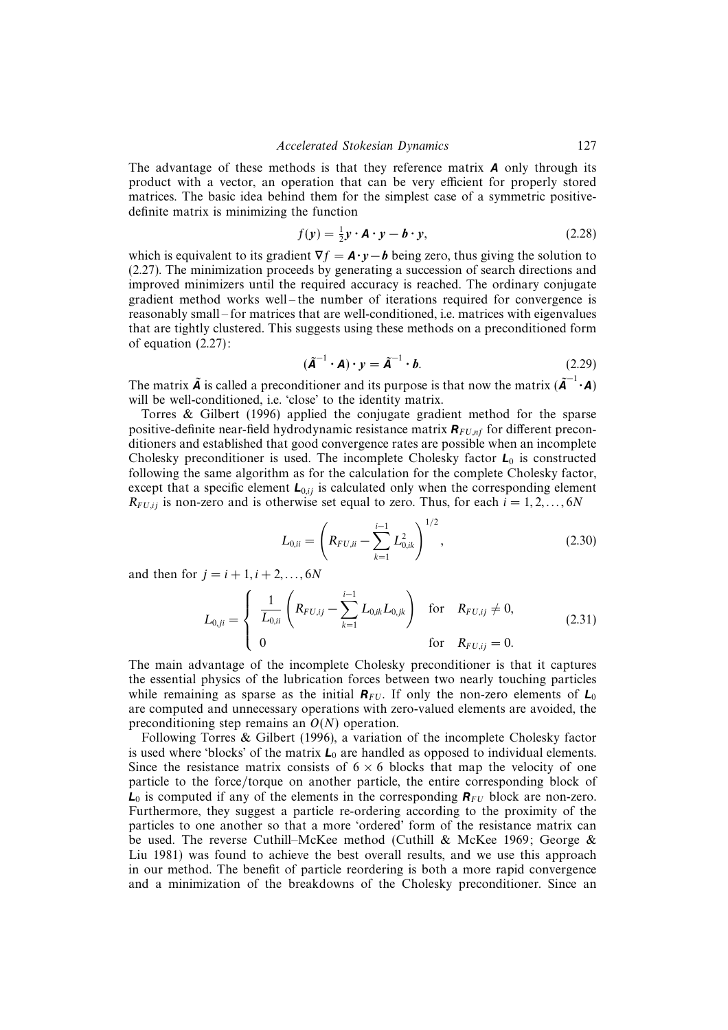The advantage of these methods is that they reference matrix $\boldsymbol{A}$ only through its product with a vector, an operation that can be very efficient for properly stored matrices. The basic idea behind them for the simplest case of a symmetric positive-definite matrix is minimizing the function

$$f(\boldsymbol{y}) = \tfrac{1}{2}\boldsymbol{y}\cdot\boldsymbol{A}\cdot\boldsymbol{y} - \boldsymbol{b}\cdot\boldsymbol{y}, \tag{2.28}$$

which is equivalent to its gradient $\nabla f = \boldsymbol{A}\cdot\boldsymbol{y} - \boldsymbol{b}$ being zero, thus giving the solution to (2.27). The minimization proceeds by generating a succession of search directions and improved minimizers until the required accuracy is reached. The ordinary conjugate gradient method works well – the number of iterations required for convergence is reasonably small – for matrices that are well-conditioned, i.e. matrices with eigenvalues that are tightly clustered. This suggests using these methods on a preconditioned form of equation (2.27):

$$(\tilde{\boldsymbol{A}}^{-1}\cdot\boldsymbol{A})\cdot\boldsymbol{y} = \tilde{\boldsymbol{A}}^{-1}\cdot\boldsymbol{b}. \tag{2.29}$$

The matrix $\tilde{\boldsymbol{A}}$ is called a preconditioner and its purpose is that now the matrix $(\tilde{\boldsymbol{A}}^{-1}\cdot\boldsymbol{A})$ will be well-conditioned, i.e. 'close' to the identity matrix.

Torres & Gilbert (1996) applied the conjugate gradient method for the sparse positive-definite near-field hydrodynamic resistance matrix $\boldsymbol{R}_{FU,nf}$ for different preconditioners and established that good convergence rates are possible when an incomplete Cholesky preconditioner is used. The incomplete Cholesky factor $\boldsymbol{L}_0$ is constructed following the same algorithm as for the calculation for the complete Cholesky factor, except that a specific element $\boldsymbol{L}_{0,ij}$ is calculated only when the corresponding element $R_{FU,ij}$ is non-zero and is otherwise set equal to zero. Thus, for each $i = 1, 2, \ldots, 6N$

$$L_{0,ii} = \left(R_{FU,ii} - \sum_{k=1}^{i-1} L_{0,ik}^2\right)^{1/2}, \tag{2.30}$$

and then for $j = i+1, i+2, \ldots, 6N$

$$L_{0,ji} = \begin{cases} \dfrac{1}{L_{0,ii}}\left(R_{FU,ij} - \displaystyle\sum_{k=1}^{i-1} L_{0,ik}L_{0,jk}\right) & \text{for} \quad R_{FU,ij} \neq 0, \\ 0 & \text{for} \quad R_{FU,ij} = 0. \end{cases} \tag{2.31}$$

The main advantage of the incomplete Cholesky preconditioner is that it captures the essential physics of the lubrication forces between two nearly touching particles while remaining as sparse as the initial $\boldsymbol{R}_{FU}$. If only the non-zero elements of $\boldsymbol{L}_0$ are computed and unnecessary operations with zero-valued elements are avoided, the preconditioning step remains an $O(N)$ operation.

Following Torres & Gilbert (1996), a variation of the incomplete Cholesky factor is used where 'blocks' of the matrix $\boldsymbol{L}_0$ are handled as opposed to individual elements. Since the resistance matrix consists of $6\times 6$ blocks that map the velocity of one particle to the force/torque on another particle, the entire corresponding block of $\boldsymbol{L}_0$ is computed if any of the elements in the corresponding $\boldsymbol{R}_{FU}$ block are non-zero. Furthermore, they suggest a particle re-ordering according to the proximity of the particles to one another so that a more 'ordered' form of the resistance matrix can be used. The reverse Cuthill–McKee method (Cuthill & McKee 1969; George & Liu 1981) was found to achieve the best overall results, and we use this approach in our method. The benefit of particle reordering is both a more rapid convergence and a minimization of the breakdowns of the Cholesky preconditioner. Since an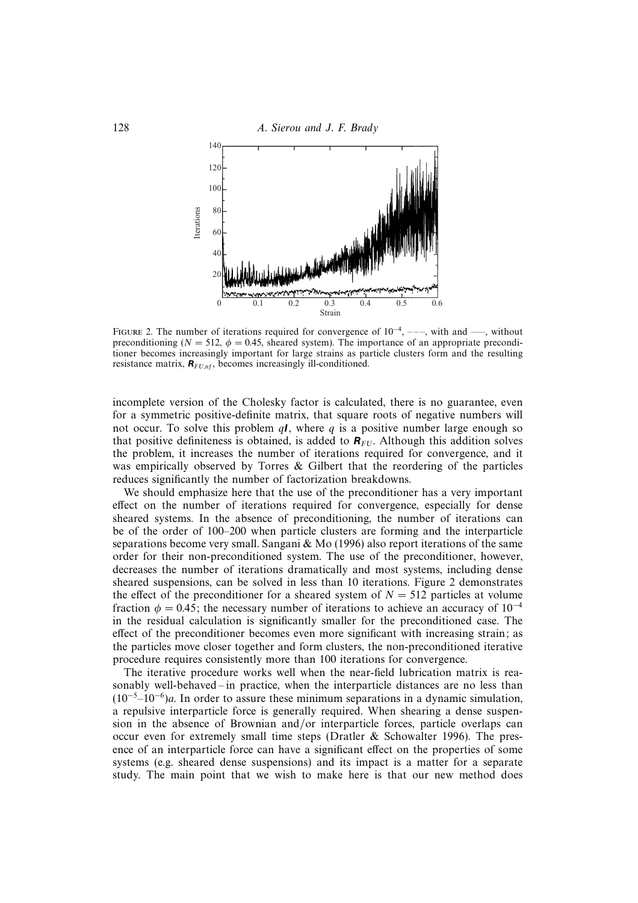FIGURE 2. The number of iterations required for convergence of $10^{-4}$, – – –, with and ——, without preconditioning ($N = 512$, $\phi = 0.45$, sheared system). The importance of an appropriate preconditioner becomes increasingly important for large strains as particle clusters form and the resulting resistance matrix, $\mathbf{R}_{FU,nf}$, becomes increasingly ill-conditioned.

incomplete version of the Cholesky factor is calculated, there is no guarantee, even for a symmetric positive-definite matrix, that square roots of negative numbers will not occur. To solve this problem $q\mathbf{I}$, where $q$ is a positive number large enough so that positive definiteness is obtained, is added to $\mathbf{R}_{FU}$. Although this addition solves the problem, it increases the number of iterations required for convergence, and it was empirically observed by Torres & Gilbert that the reordering of the particles reduces significantly the number of factorization breakdowns.

We should emphasize here that the use of the preconditioner has a very important effect on the number of iterations required for convergence, especially for dense sheared systems. In the absence of preconditioning, the number of iterations can be of the order of 100–200 when particle clusters are forming and the interparticle separations become very small. Sangani & Mo (1996) also report iterations of the same order for their non-preconditioned system. The use of the preconditioner, however, decreases the number of iterations dramatically and most systems, including dense sheared suspensions, can be solved in less than 10 iterations. Figure 2 demonstrates the effect of the preconditioner for a sheared system of $N = 512$ particles at volume fraction $\phi = 0.45$; the necessary number of iterations to achieve an accuracy of $10^{-4}$ in the residual calculation is significantly smaller for the preconditioned case. The effect of the preconditioner becomes even more significant with increasing strain; as the particles move closer together and form clusters, the non-preconditioned iterative procedure requires consistently more than 100 iterations for convergence.

The iterative procedure works well when the near-field lubrication matrix is reasonably well-behaved – in practice, when the interparticle distances are no less than $(10^{-5}$–$10^{-6})a$. In order to assure these minimum separations in a dynamic simulation, a repulsive interparticle force is generally required. When shearing a dense suspension in the absence of Brownian and/or interparticle forces, particle overlaps can occur even for extremely small time steps (Dratler & Schowalter 1996). The presence of an interparticle force can have a significant effect on the properties of some systems (e.g. sheared dense suspensions) and its impact is a matter for a separate study. The main point that we wish to make here is that our new method does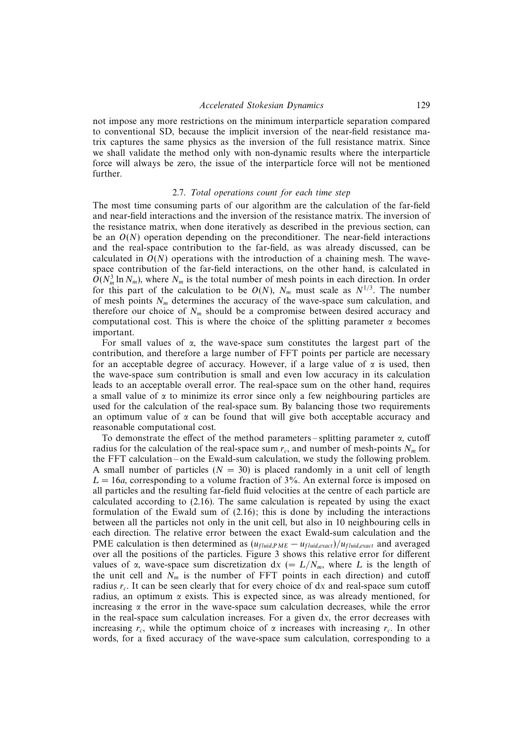not impose any more restrictions on the minimum interparticle separation compared to conventional SD, because the implicit inversion of the near-field resistance matrix captures the same physics as the inversion of the full resistance matrix. Since we shall validate the method only with non-dynamic results where the interparticle force will always be zero, the issue of the interparticle force will not be mentioned further.

### 2.7. *Total operations count for each time step*

The most time consuming parts of our algorithm are the calculation of the far-field and near-field interactions and the inversion of the resistance matrix. The inversion of the resistance matrix, when done iteratively as described in the previous section, can be an $O(N)$ operation depending on the preconditioner. The near-field interactions and the real-space contribution to the far-field, as was already discussed, can be calculated in $O(N)$ operations with the introduction of a chaining mesh. The wave-space contribution of the far-field interactions, on the other hand, is calculated in $O(N_m^3 \ln N_m)$, where $N_m$ is the total number of mesh points in each direction. In order for this part of the calculation to be $O(N)$, $N_m$ must scale as $N^{1/3}$. The number of mesh points $N_m$ determines the accuracy of the wave-space sum calculation, and therefore our choice of $N_m$ should be a compromise between desired accuracy and computational cost. This is where the choice of the splitting parameter $\alpha$ becomes important.

For small values of $\alpha$, the wave-space sum constitutes the largest part of the contribution, and therefore a large number of FFT points per particle are necessary for an acceptable degree of accuracy. However, if a large value of $\alpha$ is used, then the wave-space sum contribution is small and even low accuracy in its calculation leads to an acceptable overall error. The real-space sum on the other hand, requires a small value of $\alpha$ to minimize its error since only a few neighbouring particles are used for the calculation of the real-space sum. By balancing those two requirements an optimum value of $\alpha$ can be found that will give both acceptable accuracy and reasonable computational cost.

To demonstrate the effect of the method parameters – splitting parameter $\alpha$, cutoff radius for the calculation of the real-space sum $r_c$, and number of mesh-points $N_m$ for the FFT calculation – on the Ewald-sum calculation, we study the following problem. A small number of particles ($N = 30$) is placed randomly in a unit cell of length $L = 16a$, corresponding to a volume fraction of 3%. An external force is imposed on all particles and the resulting far-field fluid velocities at the centre of each particle are calculated according to (2.16). The same calculation is repeated by using the exact formulation of the Ewald sum of (2.16); this is done by including the interactions between all the particles not only in the unit cell, but also in 10 neighbouring cells in each direction. The relative error between the exact Ewald-sum calculation and the PME calculation is then determined as $(u_{fluid,PME} - u_{fluid,exact})/u_{fluid,exact}$ and averaged over all the positions of the particles. Figure 3 shows this relative error for different values of $\alpha$, wave-space sum discretization d$x$ ($= L/N_m$, where $L$ is the length of the unit cell and $N_m$ is the number of FFT points in each direction) and cutoff radius $r_c$. It can be seen clearly that for every choice of d$x$ and real-space sum cutoff radius, an optimum $\alpha$ exists. This is expected since, as was already mentioned, for increasing $\alpha$ the error in the wave-space sum calculation decreases, while the error in the real-space sum calculation increases. For a given d$x$, the error decreases with increasing $r_c$, while the optimum choice of $\alpha$ increases with increasing $r_c$. In other words, for a fixed accuracy of the wave-space sum calculation, corresponding to a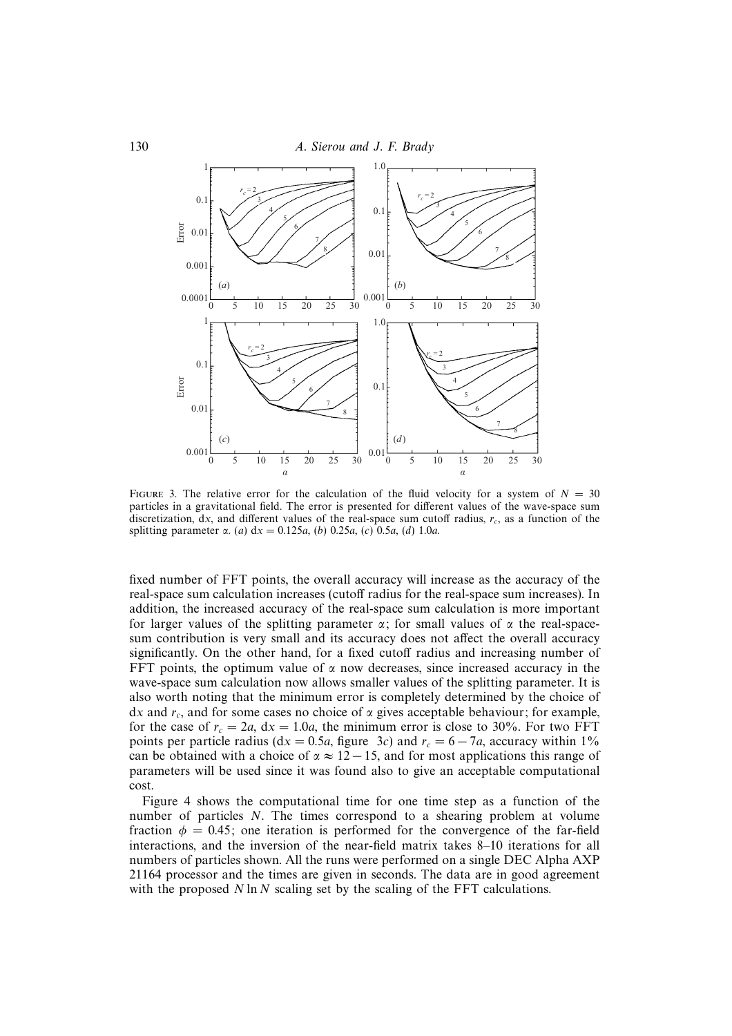FIGURE 3. The relative error for the calculation of the fluid velocity for a system of $N = 30$ particles in a gravitational field. The error is presented for different values of the wave-space sum discretization, $dx$, and different values of the real-space sum cutoff radius, $r_c$, as a function of the splitting parameter $\alpha$. (a) $dx = 0.125a$, (b) $0.25a$, (c) $0.5a$, (d) $1.0a$.

fixed number of FFT points, the overall accuracy will increase as the accuracy of the real-space sum calculation increases (cutoff radius for the real-space sum increases). In addition, the increased accuracy of the real-space sum calculation is more important for larger values of the splitting parameter $\alpha$; for small values of $\alpha$ the real-space-sum contribution is very small and its accuracy does not affect the overall accuracy significantly. On the other hand, for a fixed cutoff radius and increasing number of FFT points, the optimum value of $\alpha$ now decreases, since increased accuracy in the wave-space sum calculation now allows smaller values of the splitting parameter. It is also worth noting that the minimum error is completely determined by the choice of $dx$ and $r_c$, and for some cases no choice of $\alpha$ gives acceptable behaviour; for example, for the case of $r_c = 2a$, $dx = 1.0a$, the minimum error is close to 30%. For two FFT points per particle radius ($dx = 0.5a$, figure 3c) and $r_c = 6 - 7a$, accuracy within 1% can be obtained with a choice of $\alpha \approx 12 - 15$, and for most applications this range of parameters will be used since it was found also to give an acceptable computational cost.

Figure 4 shows the computational time for one time step as a function of the number of particles $N$. The times correspond to a shearing problem at volume fraction $\phi = 0.45$; one iteration is performed for the convergence of the far-field interactions, and the inversion of the near-field matrix takes 8–10 iterations for all numbers of particles shown. All the runs were performed on a single DEC Alpha AXP 21164 processor and the times are given in seconds. The data are in good agreement with the proposed $N \ln N$ scaling set by the scaling of the FFT calculations.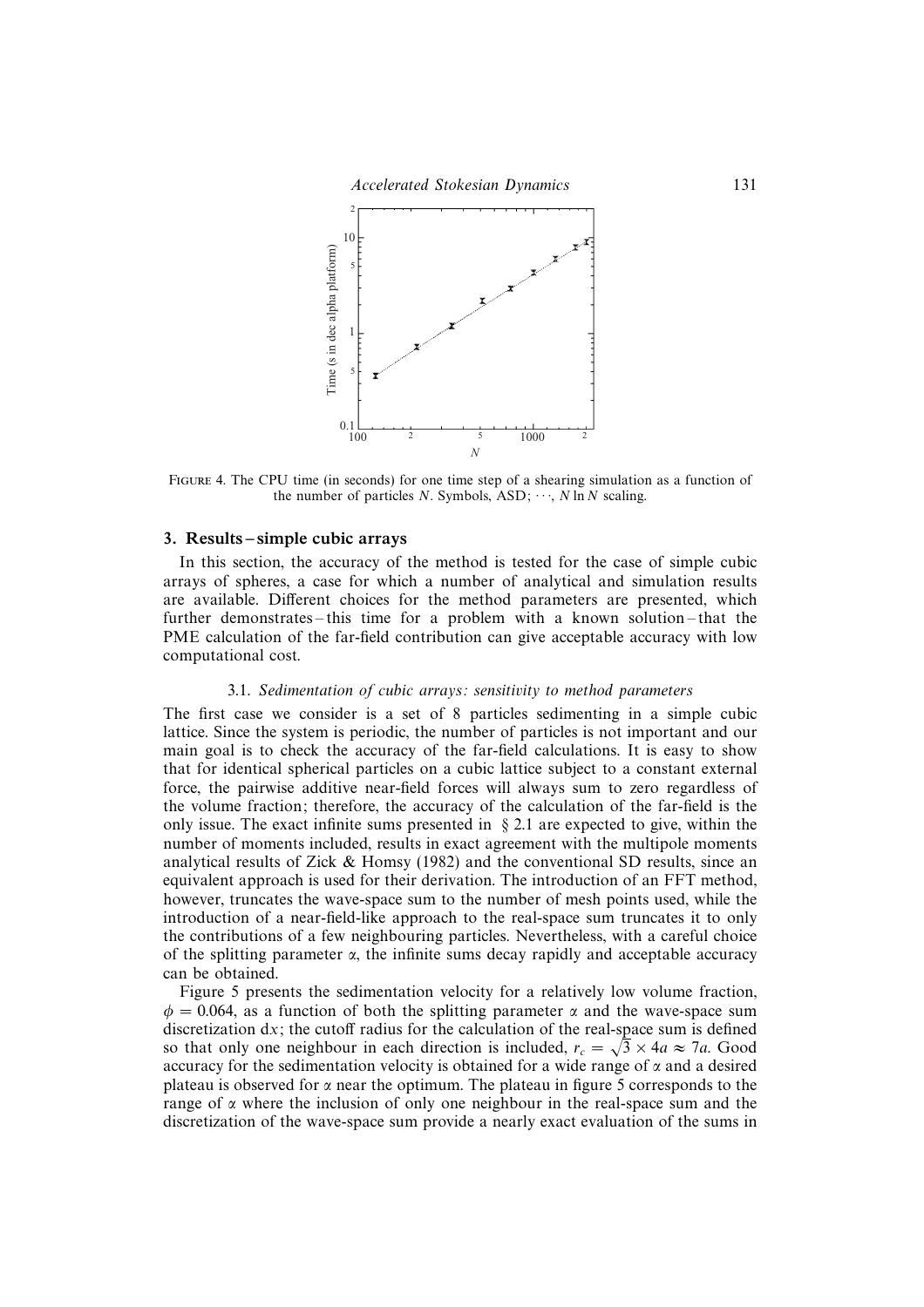FIGURE 4. The CPU time (in seconds) for one time step of a shearing simulation as a function of the number of particles $N$. Symbols, ASD; $\cdots$, $N \ln N$ scaling.

## 3. Results – simple cubic arrays

In this section, the accuracy of the method is tested for the case of simple cubic arrays of spheres, a case for which a number of analytical and simulation results are available. Different choices for the method parameters are presented, which further demonstrates – this time for a problem with a known solution – that the PME calculation of the far-field contribution can give acceptable accuracy with low computational cost.

### 3.1. *Sedimentation of cubic arrays: sensitivity to method parameters*

The first case we consider is a set of 8 particles sedimenting in a simple cubic lattice. Since the system is periodic, the number of particles is not important and our main goal is to check the accuracy of the far-field calculations. It is easy to show that for identical spherical particles on a cubic lattice subject to a constant external force, the pairwise additive near-field forces will always sum to zero regardless of the volume fraction; therefore, the accuracy of the calculation of the far-field is the only issue. The exact infinite sums presented in § 2.1 are expected to give, within the number of moments included, results in exact agreement with the multipole moments analytical results of Zick & Homsy (1982) and the conventional SD results, since an equivalent approach is used for their derivation. The introduction of an FFT method, however, truncates the wave-space sum to the number of mesh points used, while the introduction of a near-field-like approach to the real-space sum truncates it to only the contributions of a few neighbouring particles. Nevertheless, with a careful choice of the splitting parameter $\alpha$, the infinite sums decay rapidly and acceptable accuracy can be obtained.

Figure 5 presents the sedimentation velocity for a relatively low volume fraction, $\phi = 0.064$, as a function of both the splitting parameter $\alpha$ and the wave-space sum discretization $dx$; the cutoff radius for the calculation of the real-space sum is defined so that only one neighbour in each direction is included, $r_c = \sqrt{3} \times 4a \approx 7a$. Good accuracy for the sedimentation velocity is obtained for a wide range of $\alpha$ and a desired plateau is observed for $\alpha$ near the optimum. The plateau in figure 5 corresponds to the range of $\alpha$ where the inclusion of only one neighbour in the real-space sum and the discretization of the wave-space sum provide a nearly exact evaluation of the sums in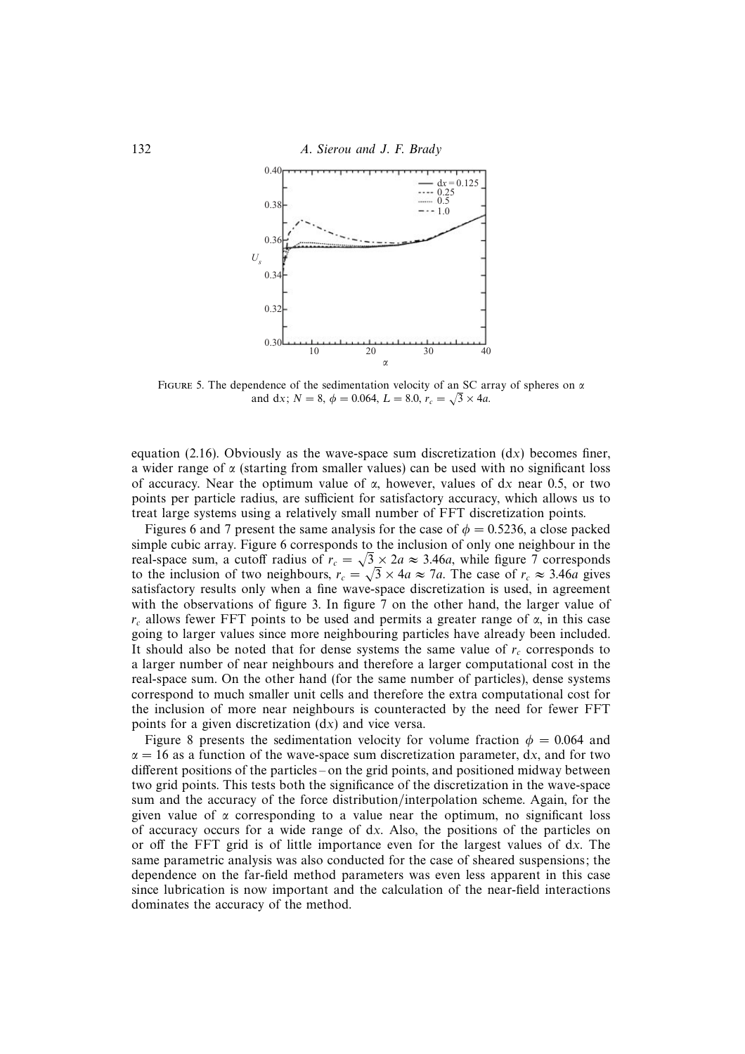FIGURE 5. The dependence of the sedimentation velocity of an SC array of spheres on $\alpha$ and d$x$; $N = 8$, $\phi = 0.064$, $L = 8.0$, $r_c = \sqrt{3} \times 4a$.

equation (2.16). Obviously as the wave-space sum discretization (d$x$) becomes finer, a wider range of $\alpha$ (starting from smaller values) can be used with no significant loss of accuracy. Near the optimum value of $\alpha$, however, values of d$x$ near 0.5, or two points per particle radius, are sufficient for satisfactory accuracy, which allows us to treat large systems using a relatively small number of FFT discretization points.

Figures 6 and 7 present the same analysis for the case of $\phi = 0.5236$, a close packed simple cubic array. Figure 6 corresponds to the inclusion of only one neighbour in the real-space sum, a cutoff radius of $r_c = \sqrt{3} \times 2a \approx 3.46a$, while figure 7 corresponds to the inclusion of two neighbours, $r_c = \sqrt{3} \times 4a \approx 7a$. The case of $r_c \approx 3.46a$ gives satisfactory results only when a fine wave-space discretization is used, in agreement with the observations of figure 3. In figure 7 on the other hand, the larger value of $r_c$ allows fewer FFT points to be used and permits a greater range of $\alpha$, in this case going to larger values since more neighbouring particles have already been included. It should also be noted that for dense systems the same value of $r_c$ corresponds to a larger number of near neighbours and therefore a larger computational cost in the real-space sum. On the other hand (for the same number of particles), dense systems correspond to much smaller unit cells and therefore the extra computational cost for the inclusion of more near neighbours is counteracted by the need for fewer FFT points for a given discretization (d$x$) and vice versa.

Figure 8 presents the sedimentation velocity for volume fraction $\phi = 0.064$ and $\alpha = 16$ as a function of the wave-space sum discretization parameter, d$x$, and for two different positions of the particles – on the grid points, and positioned midway between two grid points. This tests both the significance of the discretization in the wave-space sum and the accuracy of the force distribution/interpolation scheme. Again, for the given value of $\alpha$ corresponding to a value near the optimum, no significant loss of accuracy occurs for a wide range of d$x$. Also, the positions of the particles on or off the FFT grid is of little importance even for the largest values of d$x$. The same parametric analysis was also conducted for the case of sheared suspensions; the dependence on the far-field method parameters was even less apparent in this case since lubrication is now important and the calculation of the near-field interactions dominates the accuracy of the method.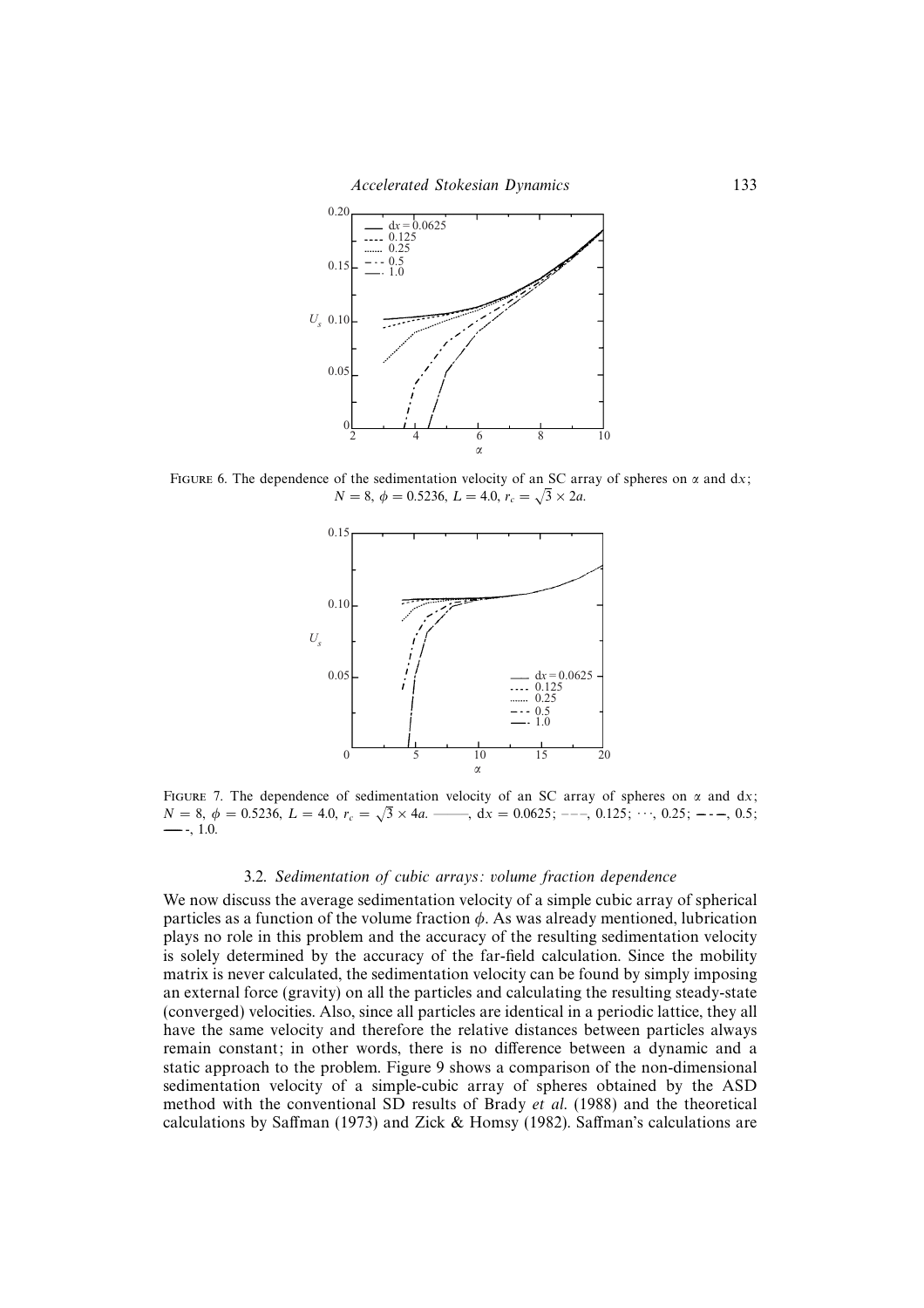FIGURE 6. The dependence of the sedimentation velocity of an SC array of spheres on $\alpha$ and $dx$; $N = 8$, $\phi = 0.5236$, $L = 4.0$, $r_c = \sqrt{3} \times 2a$.

FIGURE 7. The dependence of sedimentation velocity of an SC array of spheres on $\alpha$ and $dx$; $N = 8$, $\phi = 0.5236$, $L = 4.0$, $r_c = \sqrt{3} \times 4a$. ——, $dx = 0.0625$; – – –, 0.125; · · ·, 0.25; – · –, 0.5; —·, 1.0.

### 3.2. *Sedimentation of cubic arrays: volume fraction dependence*

We now discuss the average sedimentation velocity of a simple cubic array of spherical particles as a function of the volume fraction $\phi$. As was already mentioned, lubrication plays no role in this problem and the accuracy of the resulting sedimentation velocity is solely determined by the accuracy of the far-field calculation. Since the mobility matrix is never calculated, the sedimentation velocity can be found by simply imposing an external force (gravity) on all the particles and calculating the resulting steady-state (converged) velocities. Also, since all particles are identical in a periodic lattice, they all have the same velocity and therefore the relative distances between particles always remain constant; in other words, there is no difference between a dynamic and a static approach to the problem. Figure 9 shows a comparison of the non-dimensional sedimentation velocity of a simple-cubic array of spheres obtained by the ASD method with the conventional SD results of Brady *et al.* (1988) and the theoretical calculations by Saffman (1973) and Zick & Homsy (1982). Saffman's calculations are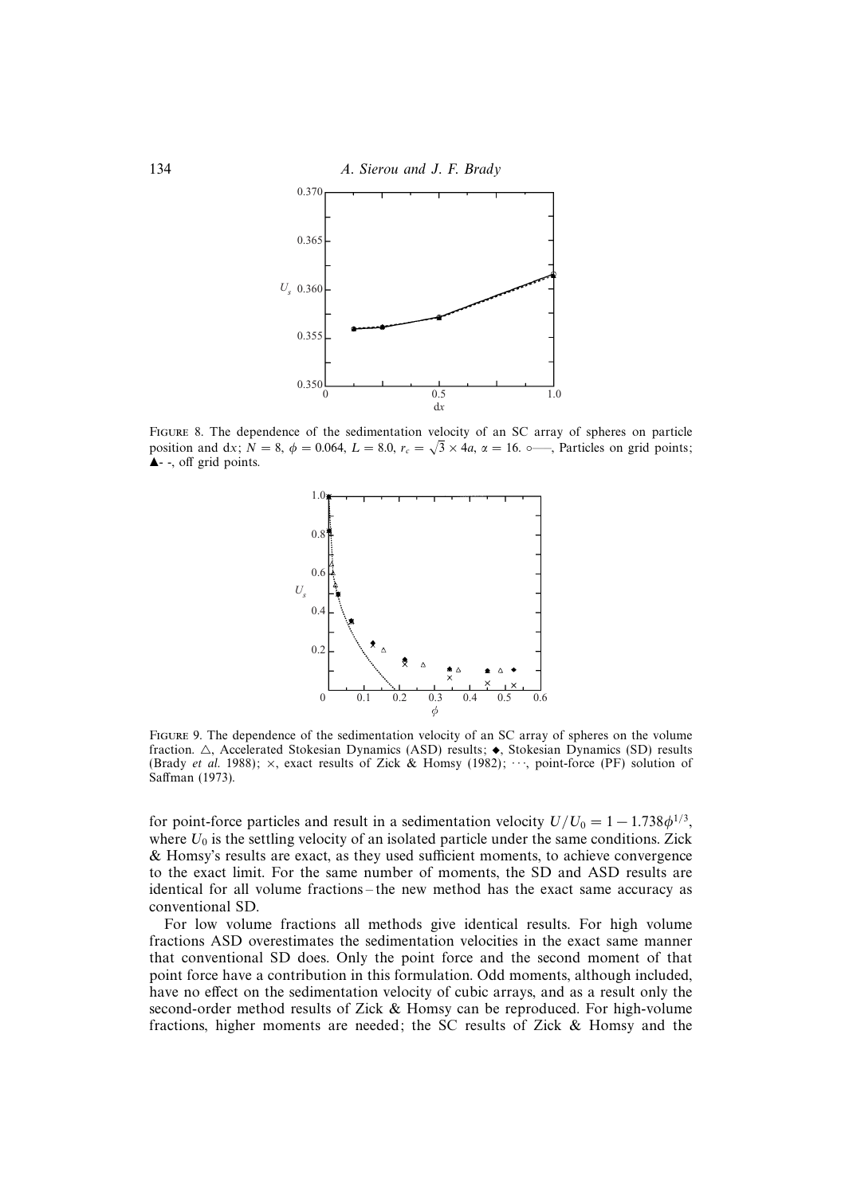FIGURE 8. The dependence of the sedimentation velocity of an SC array of spheres on particle position and d$x$; $N = 8$, $\phi = 0.064$, $L = 8.0$, $r_c = \sqrt{3} \times 4a$, $\alpha = 16$. ○——, Particles on grid points; ▲- -, off grid points.

FIGURE 9. The dependence of the sedimentation velocity of an SC array of spheres on the volume fraction. △, Accelerated Stokesian Dynamics (ASD) results; ◆, Stokesian Dynamics (SD) results (Brady *et al.* 1988); ×, exact results of Zick & Homsy (1982); ···, point-force (PF) solution of Saffman (1973).

for point-force particles and result in a sedimentation velocity $U/U_0 = 1 - 1.738\phi^{1/3}$, where $U_0$ is the settling velocity of an isolated particle under the same conditions. Zick & Homsy's results are exact, as they used sufficient moments, to achieve convergence to the exact limit. For the same number of moments, the SD and ASD results are identical for all volume fractions – the new method has the exact same accuracy as conventional SD.

For low volume fractions all methods give identical results. For high volume fractions ASD overestimates the sedimentation velocities in the exact same manner that conventional SD does. Only the point force and the second moment of that point force have a contribution in this formulation. Odd moments, although included, have no effect on the sedimentation velocity of cubic arrays, and as a result only the second-order method results of Zick & Homsy can be reproduced. For high-volume fractions, higher moments are needed; the SC results of Zick & Homsy and the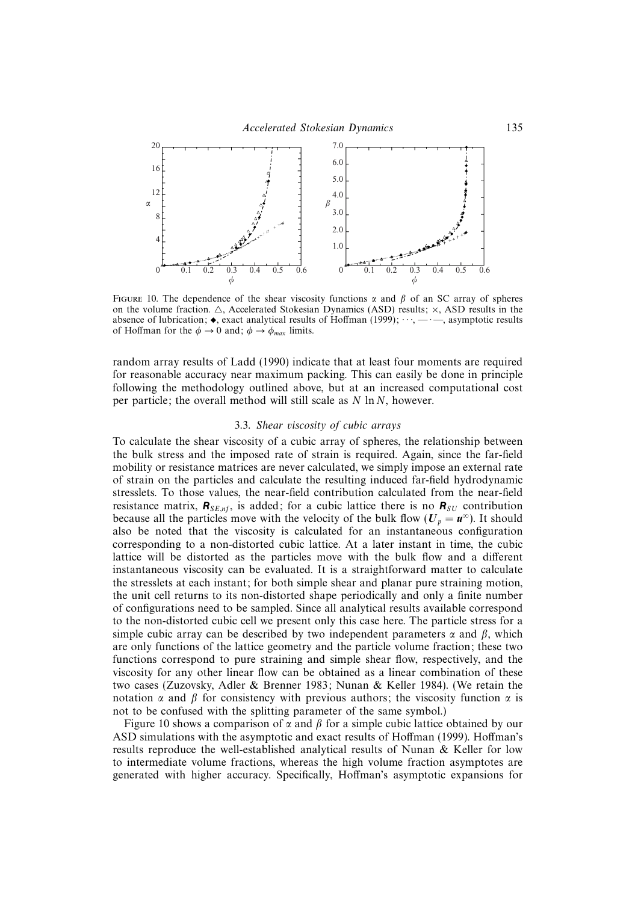FIGURE 10. The dependence of the shear viscosity functions $\alpha$ and $\beta$ of an SC array of spheres on the volume fraction. $\triangle$, Accelerated Stokesian Dynamics (ASD) results; $\times$, ASD results in the absence of lubrication; $\blacklozenge$, exact analytical results of Hoffman (1999); $\cdots$, —·—, asymptotic results of Hoffman for the $\phi \to 0$ and; $\phi \to \phi_{max}$ limits.

random array results of Ladd (1990) indicate that at least four moments are required for reasonable accuracy near maximum packing. This can easily be done in principle following the methodology outlined above, but at an increased computational cost per particle; the overall method will still scale as $N \ln N$, however.

### 3.3. *Shear viscosity of cubic arrays*

To calculate the shear viscosity of a cubic array of spheres, the relationship between the bulk stress and the imposed rate of strain is required. Again, since the far-field mobility or resistance matrices are never calculated, we simply impose an external rate of strain on the particles and calculate the resulting induced far-field hydrodynamic stresslets. To those values, the near-field contribution calculated from the near-field resistance matrix, $\boldsymbol{R}_{SE,nf}$, is added; for a cubic lattice there is no $\boldsymbol{R}_{SU}$ contribution because all the particles move with the velocity of the bulk flow ($\boldsymbol{U}_p = \boldsymbol{u}^{\infty}$). It should also be noted that the viscosity is calculated for an instantaneous configuration corresponding to a non-distorted cubic lattice. At a later instant in time, the cubic lattice will be distorted as the particles move with the bulk flow and a different instantaneous viscosity can be evaluated. It is a straightforward matter to calculate the stresslets at each instant; for both simple shear and planar pure straining motion, the unit cell returns to its non-distorted shape periodically and only a finite number of configurations need to be sampled. Since all analytical results available correspond to the non-distorted cubic cell we present only this case here. The particle stress for a simple cubic array can be described by two independent parameters $\alpha$ and $\beta$, which are only functions of the lattice geometry and the particle volume fraction; these two functions correspond to pure straining and simple shear flow, respectively, and the viscosity for any other linear flow can be obtained as a linear combination of these two cases (Zuzovsky, Adler & Brenner 1983; Nunan & Keller 1984). (We retain the notation $\alpha$ and $\beta$ for consistency with previous authors; the viscosity function $\alpha$ is not to be confused with the splitting parameter of the same symbol.)

Figure 10 shows a comparison of $\alpha$ and $\beta$ for a simple cubic lattice obtained by our ASD simulations with the asymptotic and exact results of Hoffman (1999). Hoffman's results reproduce the well-established analytical results of Nunan & Keller for low to intermediate volume fractions, whereas the high volume fraction asymptotes are generated with higher accuracy. Specifically, Hoffman's asymptotic expansions for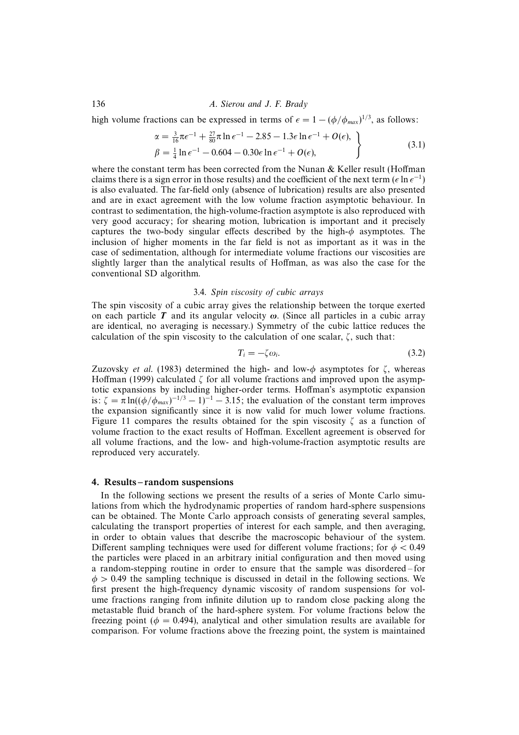high volume fractions can be expressed in terms of $\epsilon = 1 - (\phi/\phi_{max})^{1/3}$, as follows:

$$\left.\begin{aligned} \alpha &= \tfrac{3}{16}\pi\epsilon^{-1} + \tfrac{27}{80}\pi \ln \epsilon^{-1} - 2.85 - 1.3\epsilon \ln \epsilon^{-1} + O(\epsilon), \\ \beta &= \tfrac{1}{4} \ln \epsilon^{-1} - 0.604 - 0.30\epsilon \ln \epsilon^{-1} + O(\epsilon), \end{aligned}\right\} \tag{3.1}$$

where the constant term has been corrected from the Nunan & Keller result (Hoffman claims there is a sign error in those results) and the coefficient of the next term ($\epsilon \ln \epsilon^{-1}$) is also evaluated. The far-field only (absence of lubrication) results are also presented and are in exact agreement with the low volume fraction asymptotic behaviour. In contrast to sedimentation, the high-volume-fraction asymptote is also reproduced with very good accuracy; for shearing motion, lubrication is important and it precisely captures the two-body singular effects described by the high-$\phi$ asymptotes. The inclusion of higher moments in the far field is not as important as it was in the case of sedimentation, although for intermediate volume fractions our viscosities are slightly larger than the analytical results of Hoffman, as was also the case for the conventional SD algorithm.

### 3.4. *Spin viscosity of cubic arrays*

The spin viscosity of a cubic array gives the relationship between the torque exerted on each particle $\boldsymbol{T}$ and its angular velocity $\boldsymbol{\omega}$. (Since all particles in a cubic array are identical, no averaging is necessary.) Symmetry of the cubic lattice reduces the calculation of the spin viscosity to the calculation of one scalar, $\zeta$, such that:

$$T_i = -\zeta \omega_i. \tag{3.2}$$

Zuzovsky *et al.* (1983) determined the high- and low-$\phi$ asymptotes for $\zeta$, whereas Hoffman (1999) calculated $\zeta$ for all volume fractions and improved upon the asymptotic expansions by including higher-order terms. Hoffman's asymptotic expansion is: $\zeta = \pi \ln((\phi/\phi_{max})^{-1/3} - 1)^{-1} - 3.15$; the evaluation of the constant term improves the expansion significantly since it is now valid for much lower volume fractions. Figure 11 compares the results obtained for the spin viscosity $\zeta$ as a function of volume fraction to the exact results of Hoffman. Excellent agreement is observed for all volume fractions, and the low- and high-volume-fraction asymptotic results are reproduced very accurately.

## 4. Results – random suspensions

In the following sections we present the results of a series of Monte Carlo simulations from which the hydrodynamic properties of random hard-sphere suspensions can be obtained. The Monte Carlo approach consists of generating several samples, calculating the transport properties of interest for each sample, and then averaging, in order to obtain values that describe the macroscopic behaviour of the system. Different sampling techniques were used for different volume fractions; for $\phi < 0.49$ the particles were placed in an arbitrary initial configuration and then moved using a random-stepping routine in order to ensure that the sample was disordered – for $\phi > 0.49$ the sampling technique is discussed in detail in the following sections. We first present the high-frequency dynamic viscosity of random suspensions for volume fractions ranging from infinite dilution up to random close packing along the metastable fluid branch of the hard-sphere system. For volume fractions below the freezing point ($\phi = 0.494$), analytical and other simulation results are available for comparison. For volume fractions above the freezing point, the system is maintained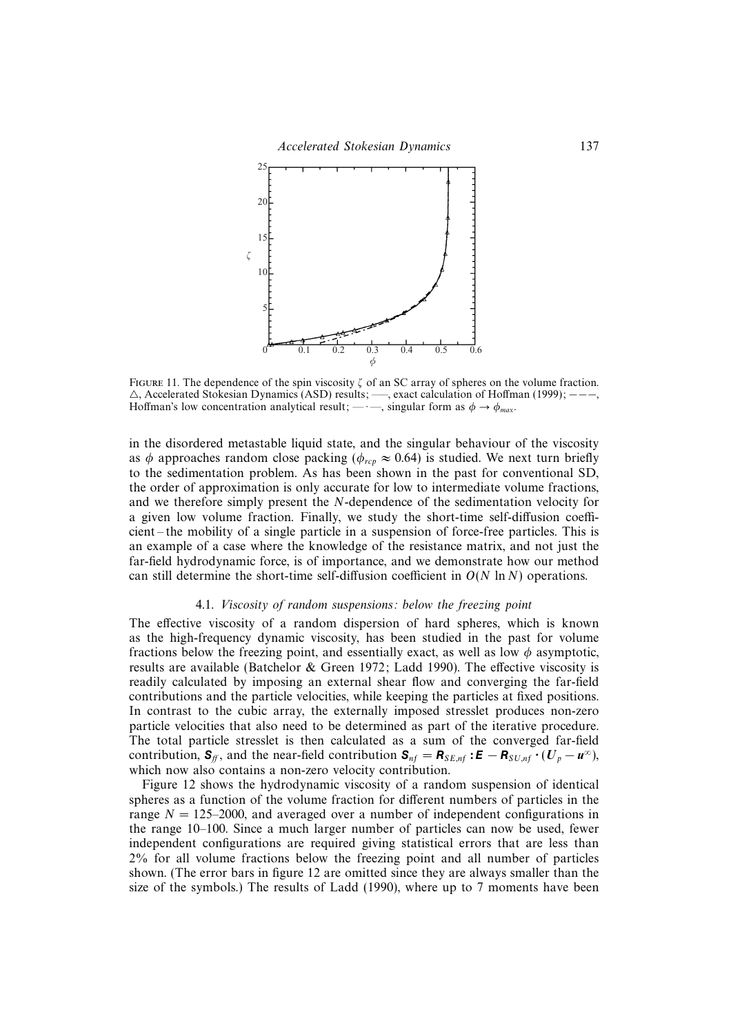FIGURE 11. The dependence of the spin viscosity $\zeta$ of an SC array of spheres on the volume fraction. $\triangle$, Accelerated Stokesian Dynamics (ASD) results; ——, exact calculation of Hoffman (1999); − − −, Hoffman's low concentration analytical result; — · —, singular form as $\phi \to \phi_{max}$.

in the disordered metastable liquid state, and the singular behaviour of the viscosity as $\phi$ approaches random close packing ($\phi_{rcp} \approx 0.64$) is studied. We next turn briefly to the sedimentation problem. As has been shown in the past for conventional SD, the order of approximation is only accurate for low to intermediate volume fractions, and we therefore simply present the $N$-dependence of the sedimentation velocity for a given low volume fraction. Finally, we study the short-time self-diffusion coefficient – the mobility of a single particle in a suspension of force-free particles. This is an example of a case where the knowledge of the resistance matrix, and not just the far-field hydrodynamic force, is of importance, and we demonstrate how our method can still determine the short-time self-diffusion coefficient in $O(N \ln N)$ operations.

### 4.1. *Viscosity of random suspensions: below the freezing point*

The effective viscosity of a random dispersion of hard spheres, which is known as the high-frequency dynamic viscosity, has been studied in the past for volume fractions below the freezing point, and essentially exact, as well as low $\phi$ asymptotic, results are available (Batchelor & Green 1972; Ladd 1990). The effective viscosity is readily calculated by imposing an external shear flow and converging the far-field contributions and the particle velocities, while keeping the particles at fixed positions. In contrast to the cubic array, the externally imposed stresslet produces non-zero particle velocities that also need to be determined as part of the iterative procedure. The total particle stresslet is then calculated as a sum of the converged far-field contribution, $\boldsymbol{S}_{ff}$, and the near-field contribution $\boldsymbol{S}_{nf} = \boldsymbol{R}_{SE,nf} : \boldsymbol{E} - \boldsymbol{R}_{SU,nf} \cdot (\boldsymbol{U}_p - \boldsymbol{u}^{\infty})$, which now also contains a non-zero velocity contribution.

Figure 12 shows the hydrodynamic viscosity of a random suspension of identical spheres as a function of the volume fraction for different numbers of particles in the range $N = 125$–$2000$, and averaged over a number of independent configurations in the range 10–100. Since a much larger number of particles can now be used, fewer independent configurations are required giving statistical errors that are less than 2% for all volume fractions below the freezing point and all number of particles shown. (The error bars in figure 12 are omitted since they are always smaller than the size of the symbols.) The results of Ladd (1990), where up to 7 moments have been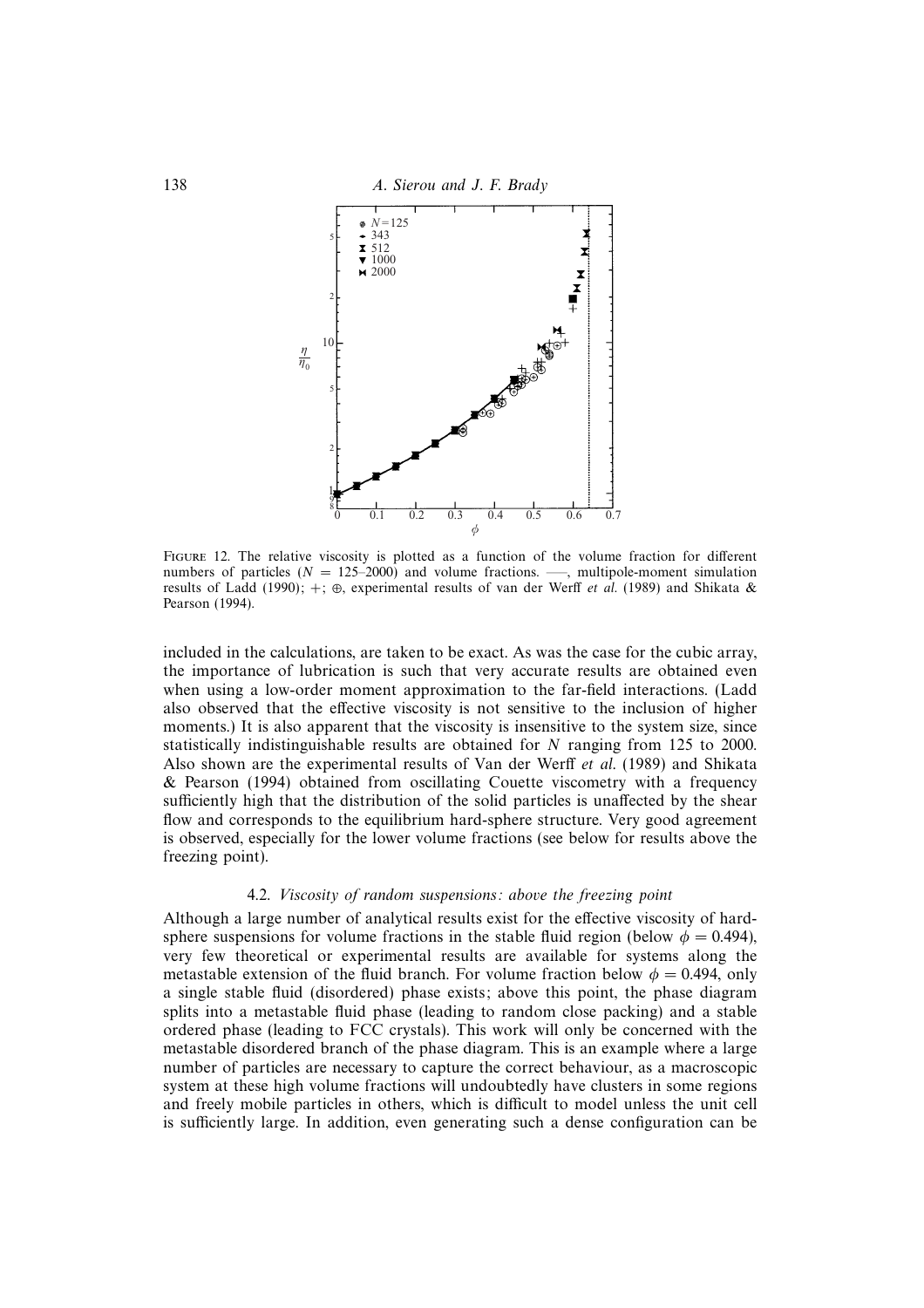FIGURE 12. The relative viscosity is plotted as a function of the volume fraction for different numbers of particles ($N$ = 125–2000) and volume fractions. ——, multipole-moment simulation results of Ladd (1990); +; ⊕, experimental results of van der Werff *et al.* (1989) and Shikata & Pearson (1994).

included in the calculations, are taken to be exact. As was the case for the cubic array, the importance of lubrication is such that very accurate results are obtained even when using a low-order moment approximation to the far-field interactions. (Ladd also observed that the effective viscosity is not sensitive to the inclusion of higher moments.) It is also apparent that the viscosity is insensitive to the system size, since statistically indistinguishable results are obtained for $N$ ranging from 125 to 2000. Also shown are the experimental results of Van der Werff *et al.* (1989) and Shikata & Pearson (1994) obtained from oscillating Couette viscometry with a frequency sufficiently high that the distribution of the solid particles is unaffected by the shear flow and corresponds to the equilibrium hard-sphere structure. Very good agreement is observed, especially for the lower volume fractions (see below for results above the freezing point).

### 4.2. *Viscosity of random suspensions: above the freezing point*

Although a large number of analytical results exist for the effective viscosity of hard-sphere suspensions for volume fractions in the stable fluid region (below $\phi = 0.494$), very few theoretical or experimental results are available for systems along the metastable extension of the fluid branch. For volume fraction below $\phi = 0.494$, only a single stable fluid (disordered) phase exists; above this point, the phase diagram splits into a metastable fluid phase (leading to random close packing) and a stable ordered phase (leading to FCC crystals). This work will only be concerned with the metastable disordered branch of the phase diagram. This is an example where a large number of particles are necessary to capture the correct behaviour, as a macroscopic system at these high volume fractions will undoubtedly have clusters in some regions and freely mobile particles in others, which is difficult to model unless the unit cell is sufficiently large. In addition, even generating such a dense configuration can be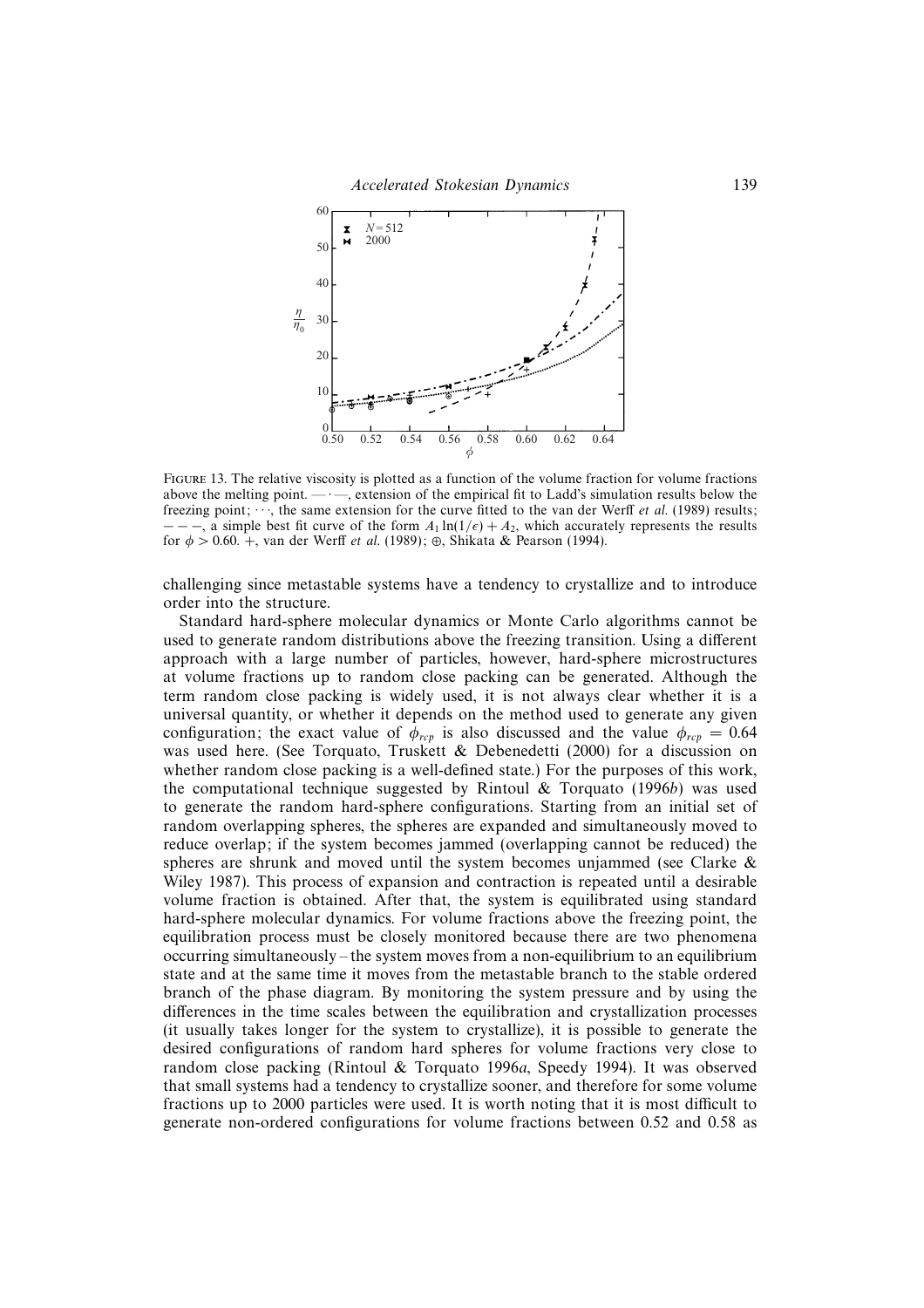FIGURE 13. The relative viscosity is plotted as a function of the volume fraction for volume fractions above the melting point. —·—, extension of the empirical fit to Ladd's simulation results below the freezing point; ···, the same extension for the curve fitted to the van der Werff *et al.* (1989) results; – – –, a simple best fit curve of the form $A_1 \ln(1/\epsilon) + A_2$, which accurately represents the results for $\phi > 0.60$. +, van der Werff *et al.* (1989); ⊕, Shikata & Pearson (1994).

challenging since metastable systems have a tendency to crystallize and to introduce order into the structure.

Standard hard-sphere molecular dynamics or Monte Carlo algorithms cannot be used to generate random distributions above the freezing transition. Using a different approach with a large number of particles, however, hard-sphere microstructures at volume fractions up to random close packing can be generated. Although the term random close packing is widely used, it is not always clear whether it is a universal quantity, or whether it depends on the method used to generate any given configuration; the exact value of $\phi_{rcp}$ is also discussed and the value $\phi_{rcp} = 0.64$ was used here. (See Torquato, Truskett & Debenedetti (2000) for a discussion on whether random close packing is a well-defined state.) For the purposes of this work, the computational technique suggested by Rintoul & Torquato (1996*b*) was used to generate the random hard-sphere configurations. Starting from an initial set of random overlapping spheres, the spheres are expanded and simultaneously moved to reduce overlap; if the system becomes jammed (overlapping cannot be reduced) the spheres are shrunk and moved until the system becomes unjammed (see Clarke & Wiley 1987). This process of expansion and contraction is repeated until a desirable volume fraction is obtained. After that, the system is equilibrated using standard hard-sphere molecular dynamics. For volume fractions above the freezing point, the equilibration process must be closely monitored because there are two phenomena occurring simultaneously – the system moves from a non-equilibrium to an equilibrium state and at the same time it moves from the metastable branch to the stable ordered branch of the phase diagram. By monitoring the system pressure and by using the differences in the time scales between the equilibration and crystallization processes (it usually takes longer for the system to crystallize), it is possible to generate the desired configurations of random hard spheres for volume fractions very close to random close packing (Rintoul & Torquato 1996*a*, Speedy 1994). It was observed that small systems had a tendency to crystallize sooner, and therefore for some volume fractions up to 2000 particles were used. It is worth noting that it is most difficult to generate non-ordered configurations for volume fractions between 0.52 and 0.58 as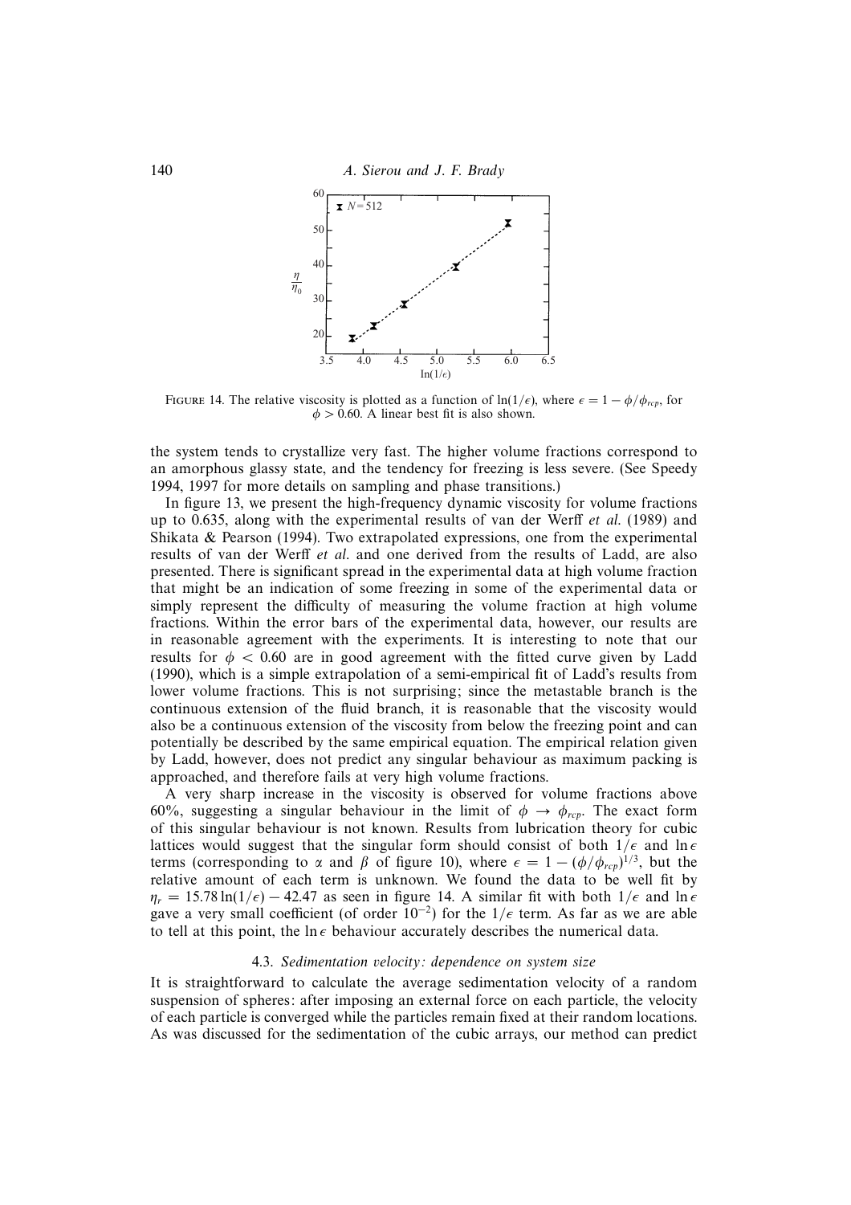FIGURE 14. The relative viscosity is plotted as a function of $\ln(1/\epsilon)$, where $\epsilon = 1 - \phi/\phi_{rcp}$, for $\phi > 0.60$. A linear best fit is also shown.

the system tends to crystallize very fast. The higher volume fractions correspond to an amorphous glassy state, and the tendency for freezing is less severe. (See Speedy 1994, 1997 for more details on sampling and phase transitions.)

In figure 13, we present the high-frequency dynamic viscosity for volume fractions up to 0.635, along with the experimental results of van der Werff *et al.* (1989) and Shikata & Pearson (1994). Two extrapolated expressions, one from the experimental results of van der Werff *et al.* and one derived from the results of Ladd, are also presented. There is significant spread in the experimental data at high volume fraction that might be an indication of some freezing in some of the experimental data or simply represent the difficulty of measuring the volume fraction at high volume fractions. Within the error bars of the experimental data, however, our results are in reasonable agreement with the experiments. It is interesting to note that our results for $\phi < 0.60$ are in good agreement with the fitted curve given by Ladd (1990), which is a simple extrapolation of a semi-empirical fit of Ladd's results from lower volume fractions. This is not surprising; since the metastable branch is the continuous extension of the fluid branch, it is reasonable that the viscosity would also be a continuous extension of the viscosity from below the freezing point and can potentially be described by the same empirical equation. The empirical relation given by Ladd, however, does not predict any singular behaviour as maximum packing is approached, and therefore fails at very high volume fractions.

A very sharp increase in the viscosity is observed for volume fractions above 60%, suggesting a singular behaviour in the limit of $\phi \to \phi_{rcp}$. The exact form of this singular behaviour is not known. Results from lubrication theory for cubic lattices would suggest that the singular form should consist of both $1/\epsilon$ and $\ln \epsilon$ terms (corresponding to $\alpha$ and $\beta$ of figure 10), where $\epsilon = 1 - (\phi/\phi_{rcp})^{1/3}$, but the relative amount of each term is unknown. We found the data to be well fit by $\eta_r = 15.78 \ln(1/\epsilon) - 42.47$ as seen in figure 14. A similar fit with both $1/\epsilon$ and $\ln \epsilon$ gave a very small coefficient (of order $10^{-2}$) for the $1/\epsilon$ term. As far as we are able to tell at this point, the $\ln \epsilon$ behaviour accurately describes the numerical data.

### 4.3. *Sedimentation velocity: dependence on system size*

It is straightforward to calculate the average sedimentation velocity of a random suspension of spheres: after imposing an external force on each particle, the velocity of each particle is converged while the particles remain fixed at their random locations. As was discussed for the sedimentation of the cubic arrays, our method can predict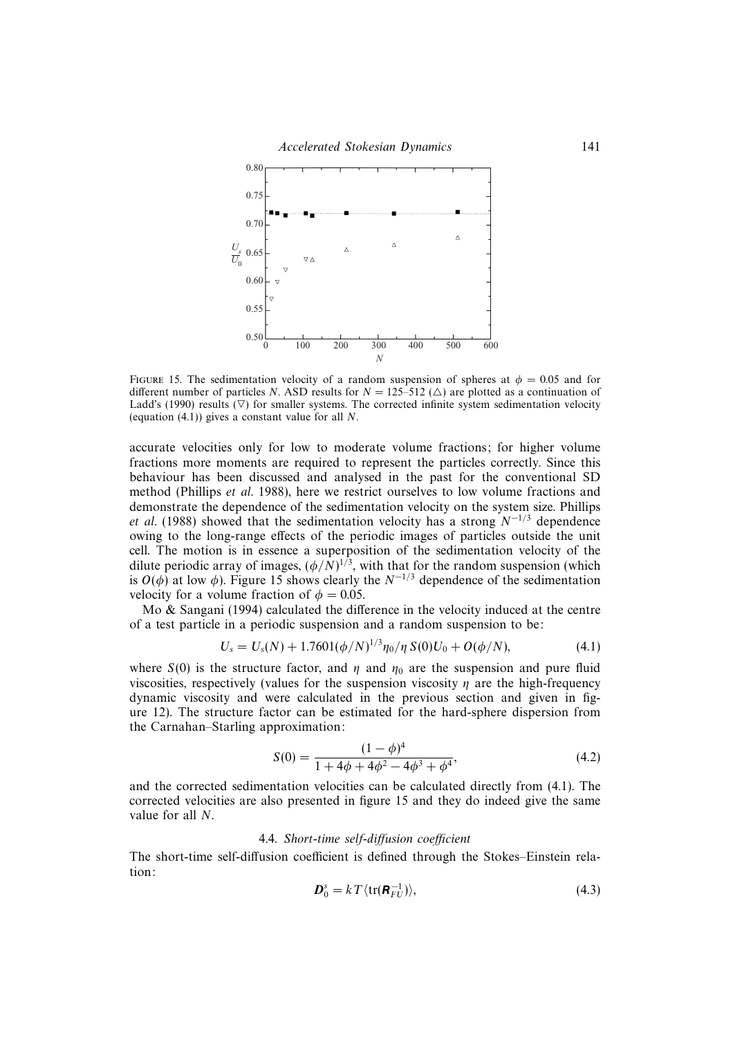FIGURE 15. The sedimentation velocity of a random suspension of spheres at $\phi = 0.05$ and for different number of particles $N$. ASD results for $N = 125$–$512$ ($\triangle$) are plotted as a continuation of Ladd's (1990) results ($\nabla$) for smaller systems. The corrected infinite system sedimentation velocity (equation (4.1)) gives a constant value for all $N$.

accurate velocities only for low to moderate volume fractions; for higher volume fractions more moments are required to represent the particles correctly. Since this behaviour has been discussed and analysed in the past for the conventional SD method (Phillips *et al.* 1988), here we restrict ourselves to low volume fractions and demonstrate the dependence of the sedimentation velocity on the system size. Phillips *et al.* (1988) showed that the sedimentation velocity has a strong $N^{-1/3}$ dependence owing to the long-range effects of the periodic images of particles outside the unit cell. The motion is in essence a superposition of the sedimentation velocity of the dilute periodic array of images, $(\phi/N)^{1/3}$, with that for the random suspension (which is $O(\phi)$ at low $\phi$). Figure 15 shows clearly the $N^{-1/3}$ dependence of the sedimentation velocity for a volume fraction of $\phi = 0.05$.

Mo & Sangani (1994) calculated the difference in the velocity induced at the centre of a test particle in a periodic suspension and a random suspension to be:

$$U_s = U_s(N) + 1.7601(\phi/N)^{1/3}\eta_0/\eta\, S(0)U_0 + O(\phi/N), \tag{4.1}$$

where $S(0)$ is the structure factor, and $\eta$ and $\eta_0$ are the suspension and pure fluid viscosities, respectively (values for the suspension viscosity $\eta$ are the high-frequency dynamic viscosity and were calculated in the previous section and given in figure 12). The structure factor can be estimated for the hard-sphere dispersion from the Carnahan–Starling approximation:

$$S(0) = \frac{(1-\phi)^4}{1 + 4\phi + 4\phi^2 - 4\phi^3 + \phi^4}, \tag{4.2}$$

and the corrected sedimentation velocities can be calculated directly from (4.1). The corrected velocities are also presented in figure 15 and they do indeed give the same value for all $N$.

### 4.4. *Short-time self-diffusion coefficient*

The short-time self-diffusion coefficient is defined through the Stokes–Einstein relation:

$$\boldsymbol{D}_0^s = kT\langle \mathrm{tr}(\boldsymbol{R}_{FU}^{-1})\rangle, \tag{4.3}$$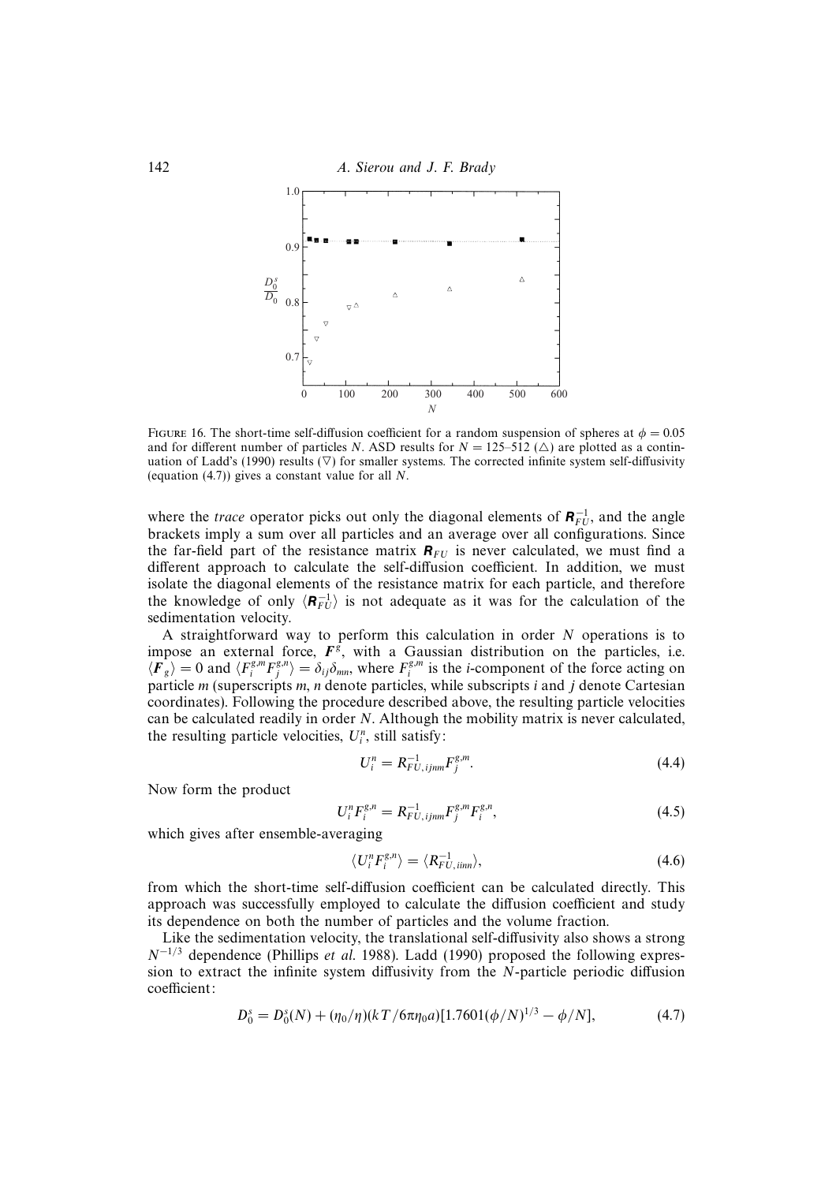FIGURE 16. The short-time self-diffusion coefficient for a random suspension of spheres at $\phi = 0.05$ and for different number of particles $N$. ASD results for $N = 125$–$512$ ($\triangle$) are plotted as a continuation of Ladd's (1990) results ($\nabla$) for smaller systems. The corrected infinite system self-diffusivity (equation (4.7)) gives a constant value for all $N$.

where the *trace* operator picks out only the diagonal elements of $\mathbf{R}_{FU}^{-1}$, and the angle brackets imply a sum over all particles and an average over all configurations. Since the far-field part of the resistance matrix $\mathbf{R}_{FU}$ is never calculated, we must find a different approach to calculate the self-diffusion coefficient. In addition, we must isolate the diagonal elements of the resistance matrix for each particle, and therefore the knowledge of only $\langle \mathbf{R}_{FU}^{-1} \rangle$ is not adequate as it was for the calculation of the sedimentation velocity.

A straightforward way to perform this calculation in order $N$ operations is to impose an external force, $\boldsymbol{F}^g$, with a Gaussian distribution on the particles, i.e. $\langle \boldsymbol{F}_g \rangle = 0$ and $\langle F_i^{g,m} F_j^{g,n} \rangle = \delta_{ij}\delta_{mn}$, where $F_i^{g,m}$ is the $i$-component of the force acting on particle $m$ (superscripts $m$, $n$ denote particles, while subscripts $i$ and $j$ denote Cartesian coordinates). Following the procedure described above, the resulting particle velocities can be calculated readily in order $N$. Although the mobility matrix is never calculated, the resulting particle velocities, $U_i^n$, still satisfy:

$$U_i^n = R_{FU,ijnm}^{-1} F_j^{g,m}. \tag{4.4}$$

Now form the product

$$U_i^n F_i^{g,n} = R_{FU,ijnm}^{-1} F_j^{g,m} F_i^{g,n}, \tag{4.5}$$

which gives after ensemble-averaging

$$\langle U_i^n F_i^{g,n} \rangle = \langle R_{FU,iinn}^{-1} \rangle, \tag{4.6}$$

from which the short-time self-diffusion coefficient can be calculated directly. This approach was successfully employed to calculate the diffusion coefficient and study its dependence on both the number of particles and the volume fraction.

Like the sedimentation velocity, the translational self-diffusivity also shows a strong $N^{-1/3}$ dependence (Phillips *et al.* 1988). Ladd (1990) proposed the following expression to extract the infinite system diffusivity from the $N$-particle periodic diffusion coefficient:

$$D_0^s = D_0^s(N) + (\eta_0/\eta)(kT/6\pi\eta_0 a)[1.7601(\phi/N)^{1/3} - \phi/N], \tag{4.7}$$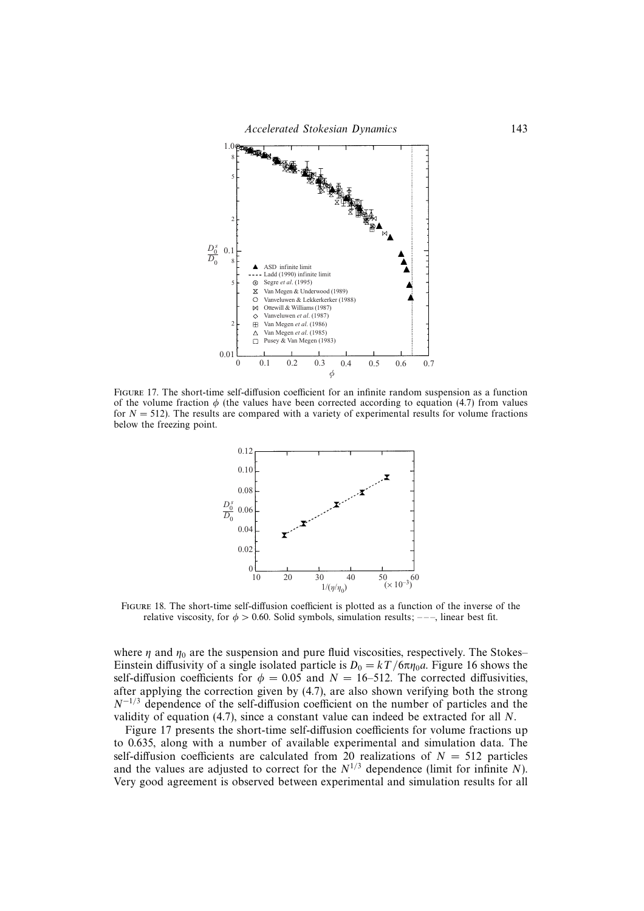FIGURE 17. The short-time self-diffusion coefficient for an infinite random suspension as a function of the volume fraction $\phi$ (the values have been corrected according to equation (4.7) from values for $N = 512$). The results are compared with a variety of experimental results for volume fractions below the freezing point.

FIGURE 18. The short-time self-diffusion coefficient is plotted as a function of the inverse of the relative viscosity, for $\phi > 0.60$. Solid symbols, simulation results; – – –, linear best fit.

where $\eta$ and $\eta_0$ are the suspension and pure fluid viscosities, respectively. The Stokes–Einstein diffusivity of a single isolated particle is $D_0 = kT/6\pi\eta_0 a$. Figure 16 shows the self-diffusion coefficients for $\phi = 0.05$ and $N = 16$–$512$. The corrected diffusivities, after applying the correction given by (4.7), are also shown verifying both the strong $N^{-1/3}$ dependence of the self-diffusion coefficient on the number of particles and the validity of equation (4.7), since a constant value can indeed be extracted for all $N$.

Figure 17 presents the short-time self-diffusion coefficients for volume fractions up to 0.635, along with a number of available experimental and simulation data. The self-diffusion coefficients are calculated from 20 realizations of $N = 512$ particles and the values are adjusted to correct for the $N^{1/3}$ dependence (limit for infinite $N$). Very good agreement is observed between experimental and simulation results for all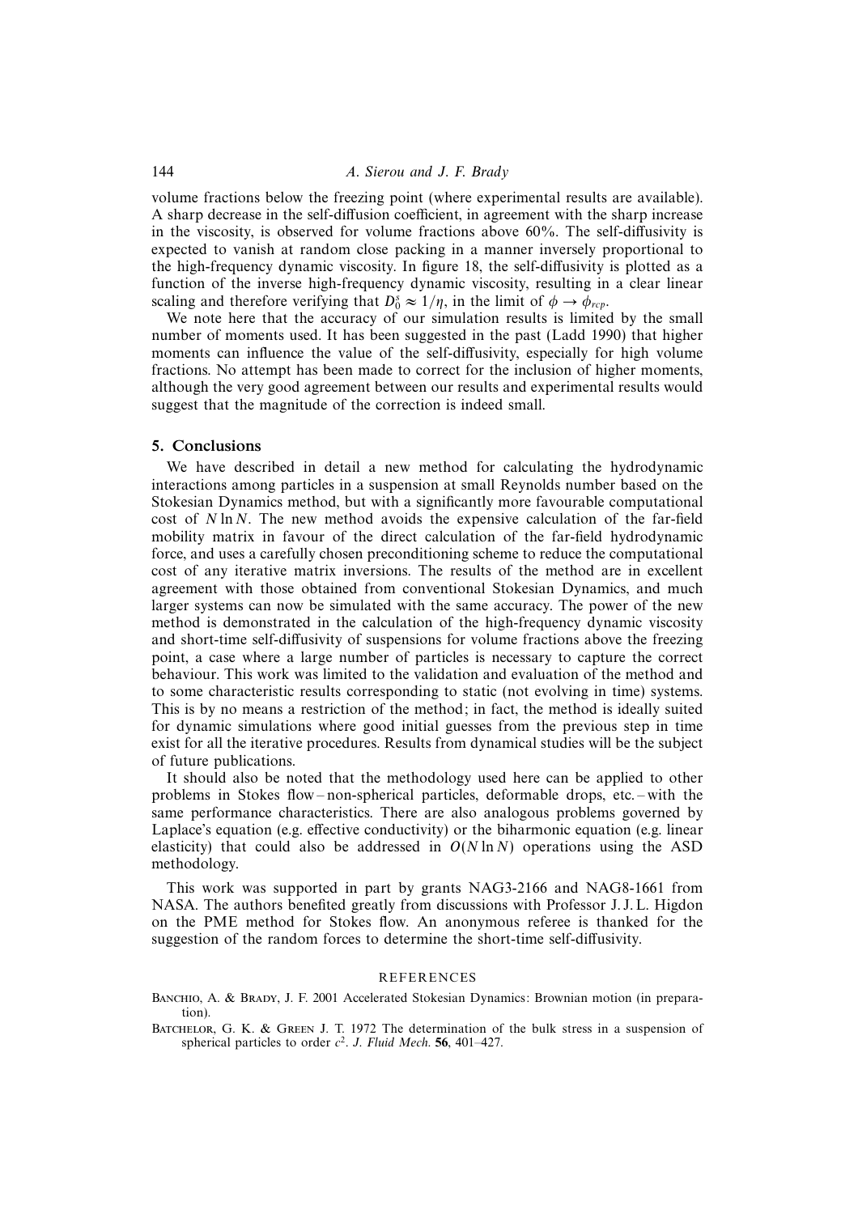volume fractions below the freezing point (where experimental results are available). A sharp decrease in the self-diffusion coefficient, in agreement with the sharp increase in the viscosity, is observed for volume fractions above 60%. The self-diffusivity is expected to vanish at random close packing in a manner inversely proportional to the high-frequency dynamic viscosity. In figure 18, the self-diffusivity is plotted as a function of the inverse high-frequency dynamic viscosity, resulting in a clear linear scaling and therefore verifying that $D_0^s \approx 1/\eta$, in the limit of $\phi \to \phi_{rcp}$.

We note here that the accuracy of our simulation results is limited by the small number of moments used. It has been suggested in the past (Ladd 1990) that higher moments can influence the value of the self-diffusivity, especially for high volume fractions. No attempt has been made to correct for the inclusion of higher moments, although the very good agreement between our results and experimental results would suggest that the magnitude of the correction is indeed small.

## 5. Conclusions

We have described in detail a new method for calculating the hydrodynamic interactions among particles in a suspension at small Reynolds number based on the Stokesian Dynamics method, but with a significantly more favourable computational cost of $N \ln N$. The new method avoids the expensive calculation of the far-field mobility matrix in favour of the direct calculation of the far-field hydrodynamic force, and uses a carefully chosen preconditioning scheme to reduce the computational cost of any iterative matrix inversions. The results of the method are in excellent agreement with those obtained from conventional Stokesian Dynamics, and much larger systems can now be simulated with the same accuracy. The power of the new method is demonstrated in the calculation of the high-frequency dynamic viscosity and short-time self-diffusivity of suspensions for volume fractions above the freezing point, a case where a large number of particles is necessary to capture the correct behaviour. This work was limited to the validation and evaluation of the method and to some characteristic results corresponding to static (not evolving in time) systems. This is by no means a restriction of the method; in fact, the method is ideally suited for dynamic simulations where good initial guesses from the previous step in time exist for all the iterative procedures. Results from dynamical studies will be the subject of future publications.

It should also be noted that the methodology used here can be applied to other problems in Stokes flow – non-spherical particles, deformable drops, etc. – with the same performance characteristics. There are also analogous problems governed by Laplace's equation (e.g. effective conductivity) or the biharmonic equation (e.g. linear elasticity) that could also be addressed in $O(N \ln N)$ operations using the ASD methodology.

This work was supported in part by grants NAG3-2166 and NAG8-1661 from NASA. The authors benefited greatly from discussions with Professor J. J. L. Higdon on the PME method for Stokes flow. An anonymous referee is thanked for the suggestion of the random forces to determine the short-time self-diffusivity.

## REFERENCES

Banchio, A. & Brady, J. F. 2001 Accelerated Stokesian Dynamics: Brownian motion (in preparation).

Batchelor, G. K. & Green J. T. 1972 The determination of the bulk stress in a suspension of spherical particles to order $c^2$. *J. Fluid Mech.* **56**, 401–427.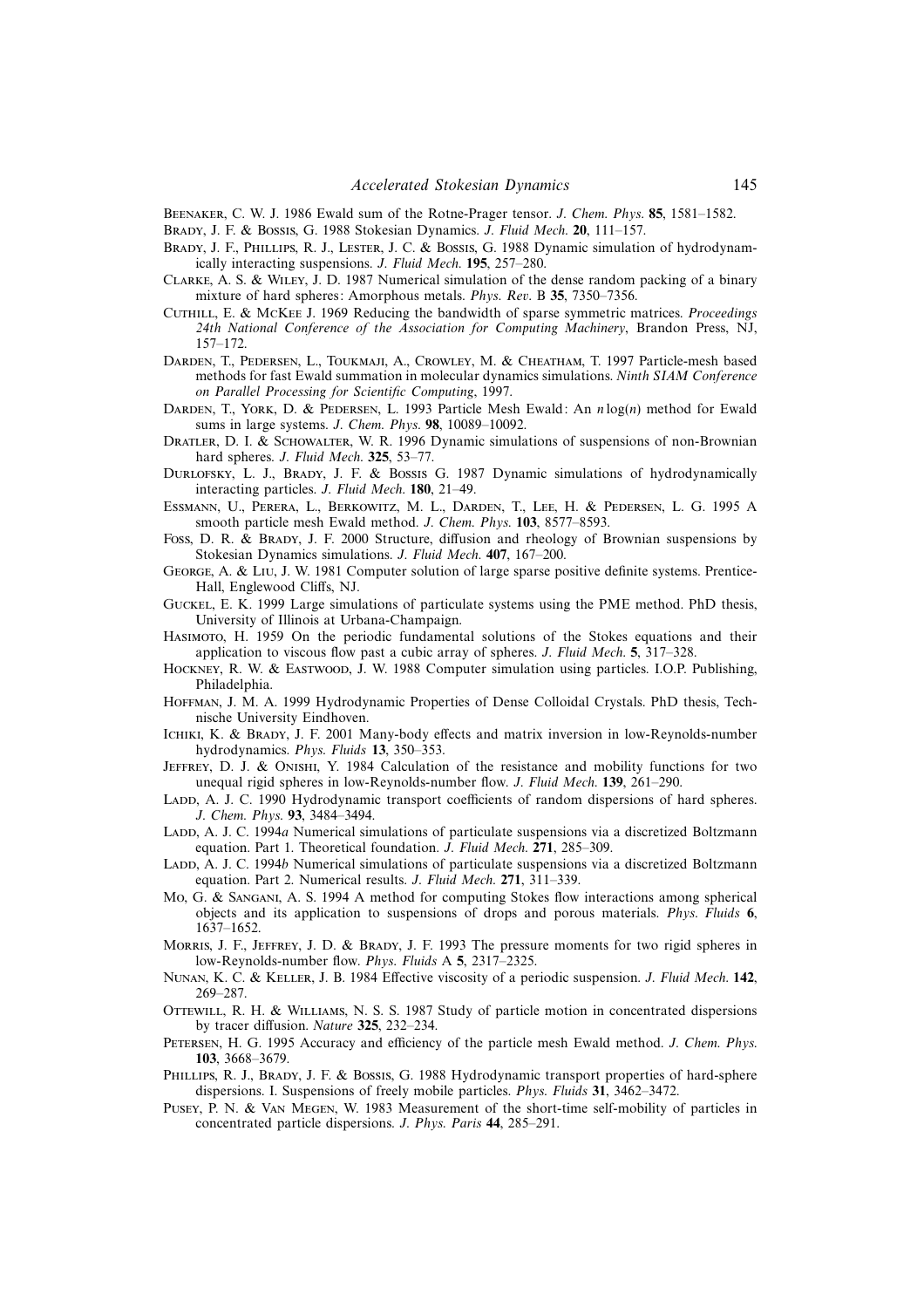Beenaker, C. W. J. 1986 Ewald sum of the Rotne-Prager tensor. *J. Chem. Phys.* **85**, 1581–1582.

Brady, J. F. & Bossis, G. 1988 Stokesian Dynamics. *J. Fluid Mech.* **20**, 111–157.

Brady, J. F., Phillips, R. J., Lester, J. C. & Bossis, G. 1988 Dynamic simulation of hydrodynamically interacting suspensions. *J. Fluid Mech.* **195**, 257–280.

Clarke, A. S. & Wiley, J. D. 1987 Numerical simulation of the dense random packing of a binary mixture of hard spheres: Amorphous metals. *Phys. Rev. B* **35**, 7350–7356.

Cuthill, E. & McKee J. 1969 Reducing the bandwidth of sparse symmetric matrices. *Proceedings 24th National Conference of the Association for Computing Machinery*, Brandon Press, NJ, 157–172.

Darden, T., Pedersen, L., Toukmaji, A., Crowley, M. & Cheatham, T. 1997 Particle-mesh based methods for fast Ewald summation in molecular dynamics simulations. *Ninth SIAM Conference on Parallel Processing for Scientific Computing*, 1997.

Darden, T., York, D. & Pedersen, L. 1993 Particle Mesh Ewald: An $n\log(n)$ method for Ewald sums in large systems. *J. Chem. Phys.* **98**, 10089–10092.

Dratler, D. I. & Schowalter, W. R. 1996 Dynamic simulations of suspensions of non-Brownian hard spheres. *J. Fluid Mech.* **325**, 53–77.

Durlofsky, L. J., Brady, J. F. & Bossis G. 1987 Dynamic simulations of hydrodynamically interacting particles. *J. Fluid Mech.* **180**, 21–49.

Essmann, U., Perera, L., Berkowitz, M. L., Darden, T., Lee, H. & Pedersen, L. G. 1995 A smooth particle mesh Ewald method. *J. Chem. Phys.* **103**, 8577–8593.

Foss, D. R. & Brady, J. F. 2000 Structure, diffusion and rheology of Brownian suspensions by Stokesian Dynamics simulations. *J. Fluid Mech.* **407**, 167–200.

George, A. & Liu, J. W. 1981 Computer solution of large sparse positive definite systems. Prentice-Hall, Englewood Cliffs, NJ.

Guckel, E. K. 1999 Large simulations of particulate systems using the PME method. PhD thesis, University of Illinois at Urbana-Champaign.

Hasimoto, H. 1959 On the periodic fundamental solutions of the Stokes equations and their application to viscous flow past a cubic array of spheres. *J. Fluid Mech.* **5**, 317–328.

Hockney, R. W. & Eastwood, J. W. 1988 Computer simulation using particles. I.O.P. Publishing, Philadelphia.

Hoffman, J. M. A. 1999 Hydrodynamic Properties of Dense Colloidal Crystals. PhD thesis, Technische University Eindhoven.

Ichiki, K. & Brady, J. F. 2001 Many-body effects and matrix inversion in low-Reynolds-number hydrodynamics. *Phys. Fluids* **13**, 350–353.

Jeffrey, D. J. & Onishi, Y. 1984 Calculation of the resistance and mobility functions for two unequal rigid spheres in low-Reynolds-number flow. *J. Fluid Mech.* **139**, 261–290.

Ladd, A. J. C. 1990 Hydrodynamic transport coefficients of random dispersions of hard spheres. *J. Chem. Phys.* **93**, 3484–3494.

Ladd, A. J. C. 1994*a* Numerical simulations of particulate suspensions via a discretized Boltzmann equation. Part 1. Theoretical foundation. *J. Fluid Mech.* **271**, 285–309.

Ladd, A. J. C. 1994*b* Numerical simulations of particulate suspensions via a discretized Boltzmann equation. Part 2. Numerical results. *J. Fluid Mech.* **271**, 311–339.

Mo, G. & Sangani, A. S. 1994 A method for computing Stokes flow interactions among spherical objects and its application to suspensions of drops and porous materials. *Phys. Fluids* **6**, 1637–1652.

Morris, J. F., Jeffrey, J. D. & Brady, J. F. 1993 The pressure moments for two rigid spheres in low-Reynolds-number flow. *Phys. Fluids A* **5**, 2317–2325.

Nunan, K. C. & Keller, J. B. 1984 Effective viscosity of a periodic suspension. *J. Fluid Mech.* **142**, 269–287.

Ottewill, R. H. & Williams, N. S. S. 1987 Study of particle motion in concentrated dispersions by tracer diffusion. *Nature* **325**, 232–234.

Petersen, H. G. 1995 Accuracy and efficiency of the particle mesh Ewald method. *J. Chem. Phys.* **103**, 3668–3679.

Phillips, R. J., Brady, J. F. & Bossis, G. 1988 Hydrodynamic transport properties of hard-sphere dispersions. I. Suspensions of freely mobile particles. *Phys. Fluids* **31**, 3462–3472.

Pusey, P. N. & Van Megen, W. 1983 Measurement of the short-time self-mobility of particles in concentrated particle dispersions. *J. Phys. Paris* **44**, 285–291.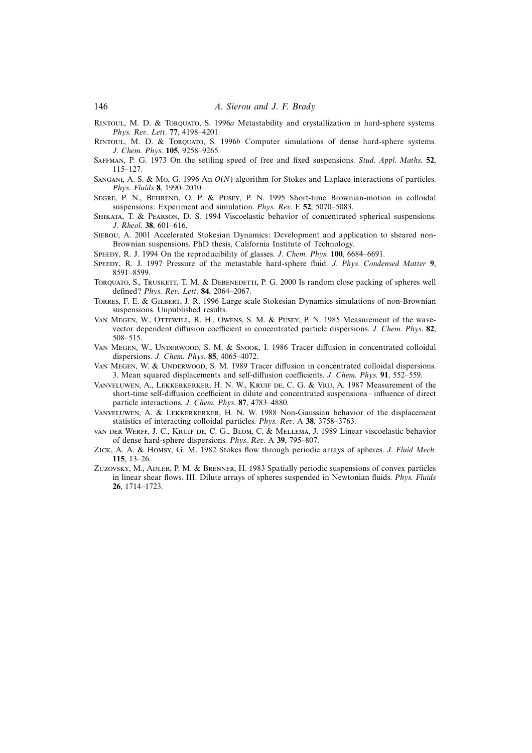Rintoul, M. D. & Torquato, S. 1996*a* Metastability and crystallization in hard-sphere systems. *Phys. Rev. Lett*. **77**, 4198–4201.

Rintoul, M. D. & Torquato, S. 1996*b* Computer simulations of dense hard-sphere systems. *J. Chem. Phys.* **105**, 9258–9265.

Saffman, P. G. 1973 On the settling speed of free and fixed suspensions. *Stud. Appl. Maths.* **52**, 115–127.

Sangani, A. S. & Mo, G. 1996 An $O(N)$ algorithm for Stokes and Laplace interactions of particles. *Phys. Fluids* **8**, 1990–2010.

Segre, P. N., Behrend, O. P. & Pusey, P. N. 1995 Short-time Brownian-motion in colloidal suspensions: Experiment and simulation. *Phys. Rev.* E **52**, 5070–5083.

Shikata, T. & Pearson, D. S. 1994 Viscoelastic behavior of concentrated spherical suspensions. *J. Rheol*. **38**, 601–616.

Sierou, A. 2001 Accelerated Stokesian Dynamics: Development and application to sheared non-Brownian suspensions. PhD thesis, California Institute of Technology.

Speedy, R. J. 1994 On the reproducibility of glasses. *J. Chem. Phys.* **100**, 6684–6691.

Speedy, R. J. 1997 Pressure of the metastable hard-sphere fluid. *J. Phys. Condensed Matter* **9**, 8591–8599.

Torquato, S., Truskett, T. M. & Debenedetti, P. G. 2000 Is random close packing of spheres well defined? *Phys. Rev. Lett*. **84**, 2064–2067.

Torres, F. E. & Gilbert, J. R. 1996 Large scale Stokesian Dynamics simulations of non-Brownian suspensions. Unpublished results.

Van Megen, W., Ottewill, R. H., Owens, S. M. & Pusey, P. N. 1985 Measurement of the wave-vector dependent diffusion coefficient in concentrated particle dispersions. *J. Chem. Phys.* **82**, 508–515.

Van Megen, W., Underwood, S. M. & Snook, I. 1986 Tracer diffusion in concentrated colloidal dispersions. *J. Chem. Phys.* **85**, 4065–4072.

Van Megen, W. & Underwood, S. M. 1989 Tracer diffusion in concentrated colloidal dispersions. 3. Mean squared displacements and self-diffusion coefficients. *J. Chem. Phys*. **91**, 552–559.

Vanveluwen, A., Lekkerkerker, H. N. W., Kruif de, C. G. & Vrij, A. 1987 Measurement of the short-time self-diffusion coefficient in dilute and concentrated suspensions – influence of direct particle interactions. *J. Chem. Phys*. **87**, 4783–4880.

Vanveluwen, A. & Lekkerkerker, H. N. W. 1988 Non-Gaussian behavior of the displacement statistics of interacting colloidal particles. *Phys. Rev*. A **38**, 3758–3763.

van der Werff, J. C., Kruif de, C. G., Blom, C. & Mellema, J. 1989 Linear viscoelastic behavior of dense hard-sphere dispersions. *Phys. Rev*. A **39**, 795–807.

Zick, A. A. & Homsy, G. M. 1982 Stokes flow through periodic arrays of spheres. *J. Fluid Mech.* **115**, 13–26.

Zuzovsky, M., Adler, P. M. & Brenner, H. 1983 Spatially periodic suspensions of convex particles in linear shear flows. III. Dilute arrays of spheres suspended in Newtonian fluids. *Phys. Fluids* **26**, 1714–1723.